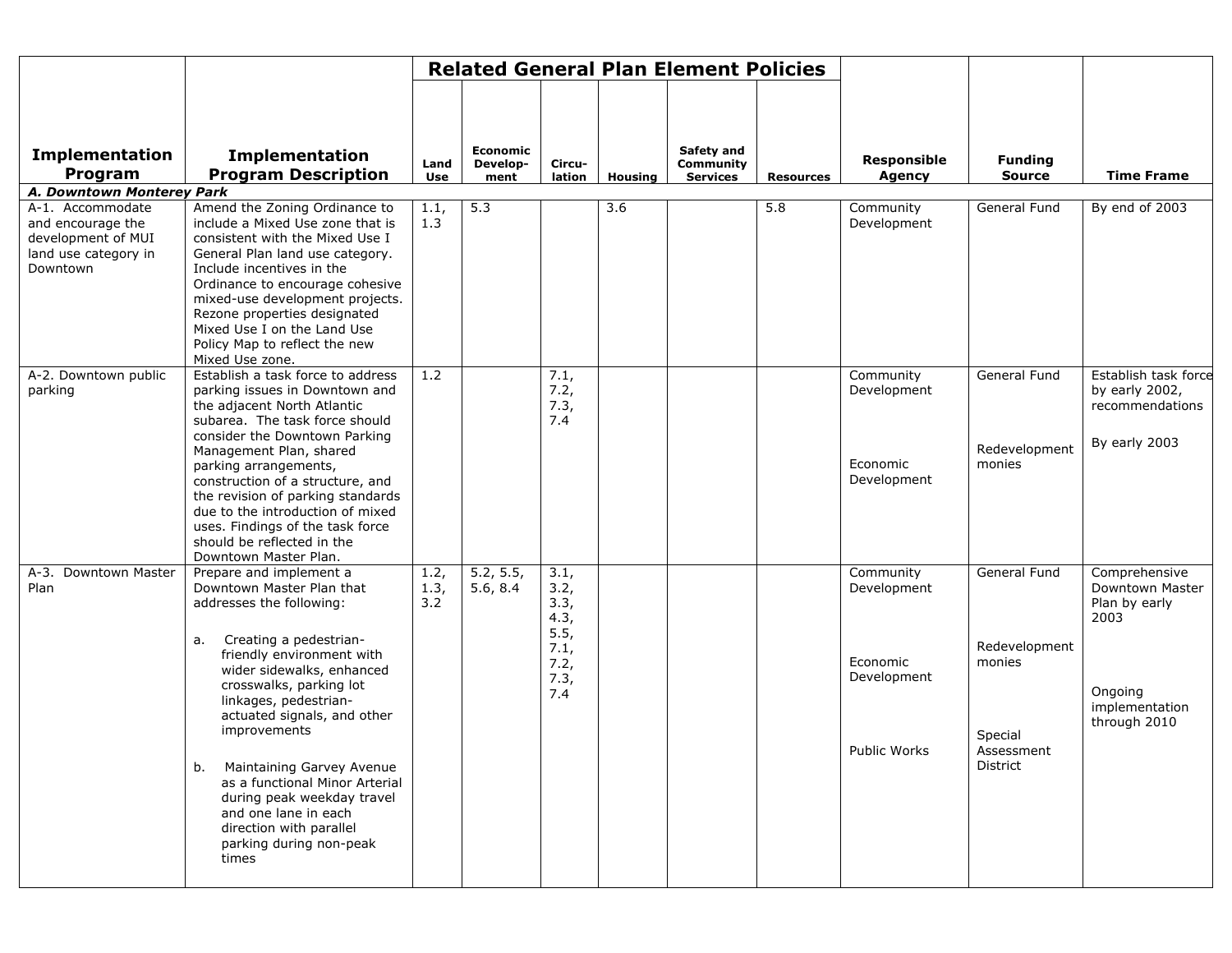| Implementation Program | Implementation Program Description | Related General Plan Element Policies | | | | | | Responsible Agency | Funding Source | Time Frame |
|---|---|---|---|---|---|---|---|---|---|---|
| | | Land Use | Economic Develop-ment | Circu-lation | Housing | Safety and Community Services | Resources | | | |
| ***A. Downtown Monterey Park*** | | | | | | | | | | |
| A-1. Accommodate and encourage the development of MUI land use category in Downtown | Amend the Zoning Ordinance to include a Mixed Use zone that is consistent with the Mixed Use I General Plan land use category. Include incentives in the Ordinance to encourage cohesive mixed-use development projects. Rezone properties designated Mixed Use I on the Land Use Policy Map to reflect the new Mixed Use zone. | 1.1, 1.3 | 5.3 | | 3.6 | | 5.8 | Community Development | General Fund | By end of 2003 |
| A-2. Downtown public parking | Establish a task force to address parking issues in Downtown and the adjacent North Atlantic subarea. The task force should consider the Downtown Parking Management Plan, shared parking arrangements, construction of a structure, and the revision of parking standards due to the introduction of mixed uses. Findings of the task force should be reflected in the Downtown Master Plan. | 1.2 | | 7.1, 7.2, 7.3, 7.4 | | | | Community Development<br><br>Economic Development | General Fund<br><br>Redevelopment monies | Establish task force by early 2002, recommendations<br><br>By early 2003 |
| A-3. Downtown Master Plan | Prepare and implement a Downtown Master Plan that addresses the following:<br><br>a. Creating a pedestrian-friendly environment with wider sidewalks, enhanced crosswalks, parking lot linkages, pedestrian-actuated signals, and other improvements<br><br>b. Maintaining Garvey Avenue as a functional Minor Arterial during peak weekday travel and one lane in each direction with parallel parking during non-peak times | 1.2, 1.3, 3.2 | 5.2, 5.5, 5.6, 8.4 | 3.1, 3.2, 3.3, 4.3, 5.5, 7.1, 7.2, 7.3, 7.4 | | | | Community Development<br><br>Economic Development<br><br>Public Works | General Fund<br><br>Redevelopment monies<br><br>Special Assessment District | Comprehensive Downtown Master Plan by early 2003<br><br>Ongoing implementation through 2010 |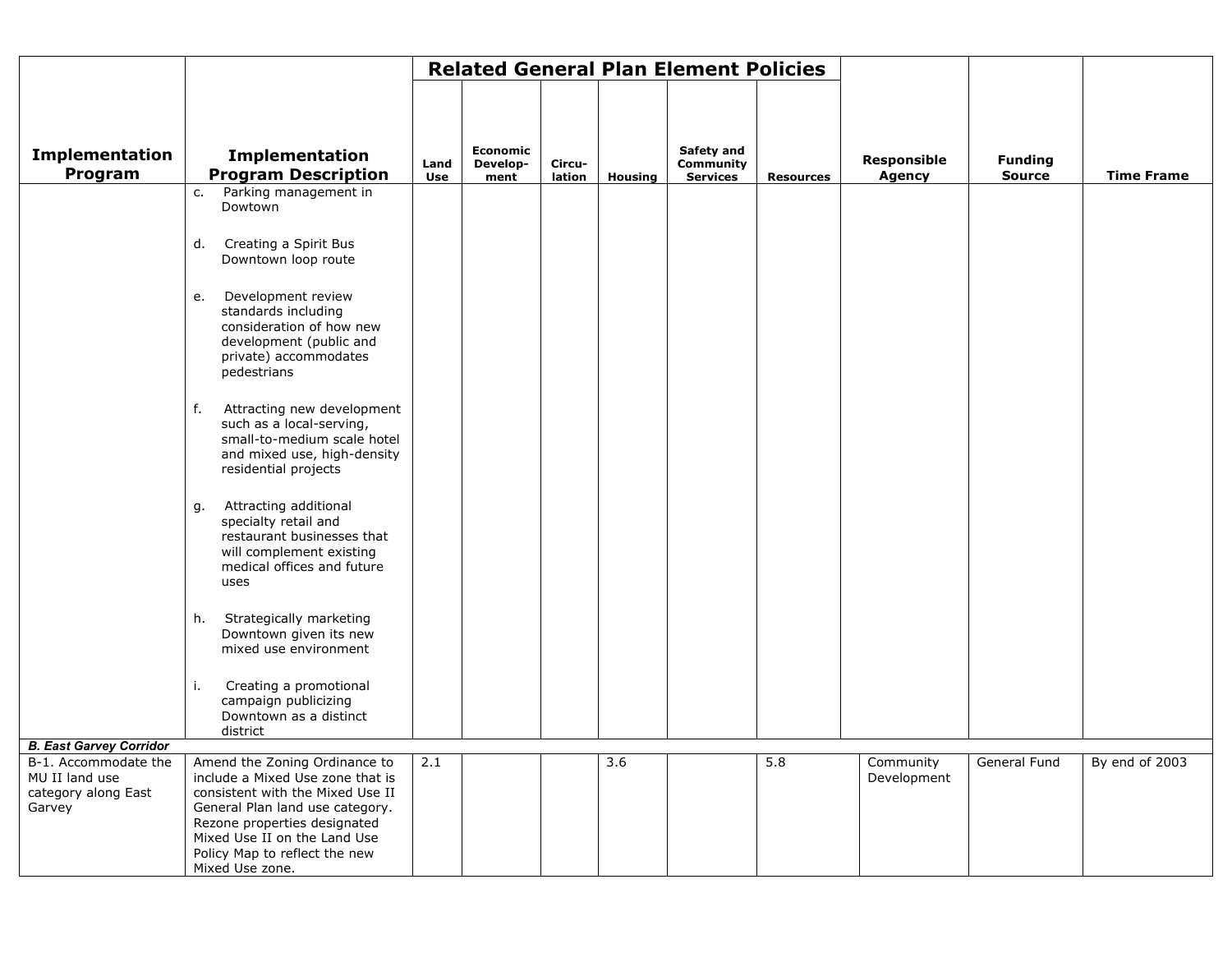| Implementation Program | Implementation Program Description | Related General Plan Element Policies | | | | | | Responsible Agency | Funding Source | Time Frame |
|---|---|---|---|---|---|---|---|---|---|---|
| | | Land Use | Economic Develop-ment | Circu-lation | Housing | Safety and Community Services | Resources | | | |
| | c. Parking management in Dowtown<br><br>d. Creating a Spirit Bus Downtown loop route<br><br>e. Development review standards including consideration of how new development (public and private) accommodates pedestrians<br><br>f. Attracting new development such as a local-serving, small-to-medium scale hotel and mixed use, high-density residential projects<br><br>g. Attracting additional specialty retail and restaurant businesses that will complement existing medical offices and future uses<br><br>h. Strategically marketing Downtown given its new mixed use environment<br><br>i. Creating a promotional campaign publicizing Downtown as a distinct district | | | | | | | | | |
| ***B. East Garvey Corridor*** | | | | | | | | | | |
| B-1. Accommodate the MU II land use category along East Garvey | Amend the Zoning Ordinance to include a Mixed Use zone that is consistent with the Mixed Use II General Plan land use category. Rezone properties designated Mixed Use II on the Land Use Policy Map to reflect the new Mixed Use zone. | 2.1 | | | 3.6 | | 5.8 | Community Development | General Fund | By end of 2003 |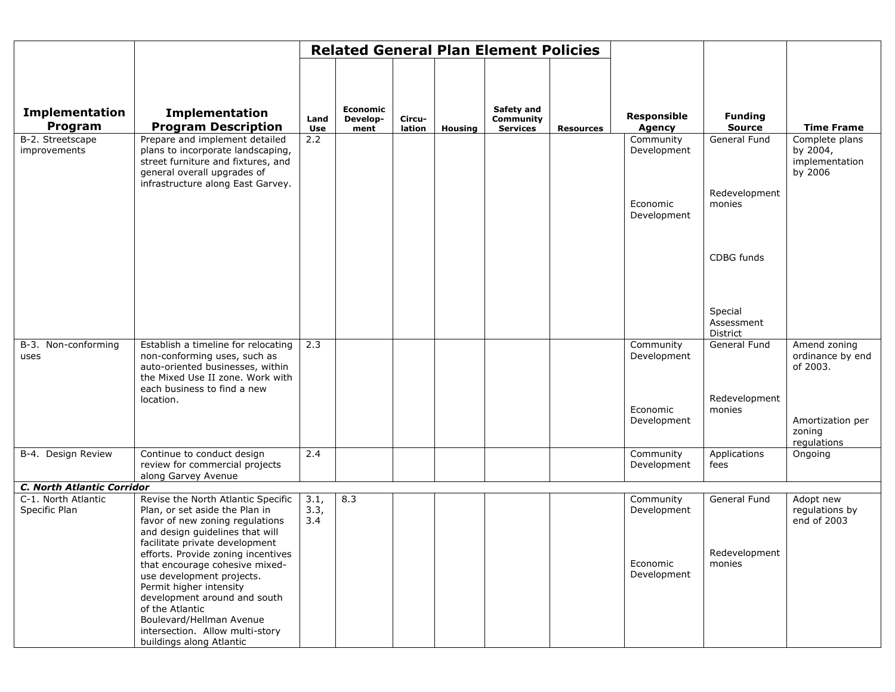| Implementation Program | Implementation Program Description | Related General Plan Element Policies | | | | | | Responsible Agency | Funding Source | Time Frame |
|---|---|---|---|---|---|---|---|---|---|---|
| | | Land Use | Economic Develop-ment | Circu-lation | Housing | Safety and Community Services | Resources | | | |
| B-2. Streetscape improvements | Prepare and implement detailed plans to incorporate landscaping, street furniture and fixtures, and general overall upgrades of infrastructure along East Garvey. | 2.2 | | | | | | Community Development<br><br>Economic Development | General Fund<br><br>Redevelopment monies<br><br>CDBG funds<br><br>Special Assessment District | Complete plans by 2004, implementation by 2006 |
| B-3. Non-conforming uses | Establish a timeline for relocating non-conforming uses, such as auto-oriented businesses, within the Mixed Use II zone. Work with each business to find a new location. | 2.3 | | | | | | Community Development<br><br>Economic Development | General Fund<br><br>Redevelopment monies | Amend zoning ordinance by end of 2003.<br><br>Amortization per zoning regulations |
| B-4. Design Review | Continue to conduct design review for commercial projects along Garvey Avenue | 2.4 | | | | | | Community Development | Applications fees | Ongoing |
| ***C. North Atlantic Corridor*** | | | | | | | | | | |
| C-1. North Atlantic Specific Plan | Revise the North Atlantic Specific Plan, or set aside the Plan in favor of new zoning regulations and design guidelines that will facilitate private development efforts. Provide zoning incentives that encourage cohesive mixed-use development projects. Permit higher intensity development around and south of the Atlantic Boulevard/Hellman Avenue intersection. Allow multi-story buildings along Atlantic | 3.1, 3.3, 3.4 | 8.3 | | | | | Community Development<br><br>Economic Development | General Fund<br><br>Redevelopment monies | Adopt new regulations by end of 2003 |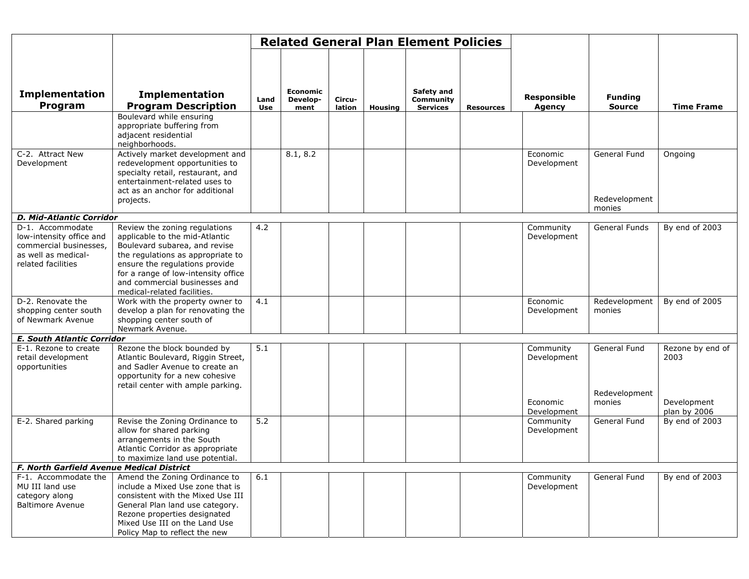| Implementation Program | Implementation Program Description | Related General Plan Element Policies | | | | | | Responsible Agency | Funding Source | Time Frame |
|---|---|---|---|---|---|---|---|---|---|---|
| | | Land Use | Economic Develop-ment | Circu-lation | Housing | Safety and Community Services | Resources | | | |
| | Boulevard while ensuring appropriate buffering from adjacent residential neighborhoods. | | | | | | | | | |
| C-2. Attract New Development | Actively market development and redevelopment opportunities to specialty retail, restaurant, and entertainment-related uses to act as an anchor for additional projects. | | 8.1, 8.2 | | | | | Economic Development | General Fund<br><br>Redevelopment monies | Ongoing |
| ***D. Mid-Atlantic Corridor*** | | | | | | | | | | |
| D-1. Accommodate low-intensity office and commercial businesses, as well as medical-related facilities | Review the zoning regulations applicable to the mid-Atlantic Boulevard subarea, and revise the regulations as appropriate to ensure the regulations provide for a range of low-intensity office and commercial businesses and medical-related facilities. | 4.2 | | | | | | Community Development | General Funds | By end of 2003 |
| D-2. Renovate the shopping center south of Newmark Avenue | Work with the property owner to develop a plan for renovating the shopping center south of Newmark Avenue. | 4.1 | | | | | | Economic Development | Redevelopment monies | By end of 2005 |
| ***E. South Atlantic Corridor*** | | | | | | | | | | |
| E-1. Rezone to create retail development opportunities | Rezone the block bounded by Atlantic Boulevard, Riggin Street, and Sadler Avenue to create an opportunity for a new cohesive retail center with ample parking. | 5.1 | | | | | | Community Development<br><br>Economic Development | General Fund<br><br>Redevelopment monies | Rezone by end of 2003<br><br>Development plan by 2006 |
| E-2. Shared parking | Revise the Zoning Ordinance to allow for shared parking arrangements in the South Atlantic Corridor as appropriate to maximize land use potential. | 5.2 | | | | | | Community Development | General Fund | By end of 2003 |
| ***F. North Garfield Avenue Medical District*** | | | | | | | | | | |
| F-1. Accommodate the MU III land use category along Baltimore Avenue | Amend the Zoning Ordinance to include a Mixed Use zone that is consistent with the Mixed Use III General Plan land use category. Rezone properties designated Mixed Use III on the Land Use Policy Map to reflect the new | 6.1 | | | | | | Community Development | General Fund | By end of 2003 |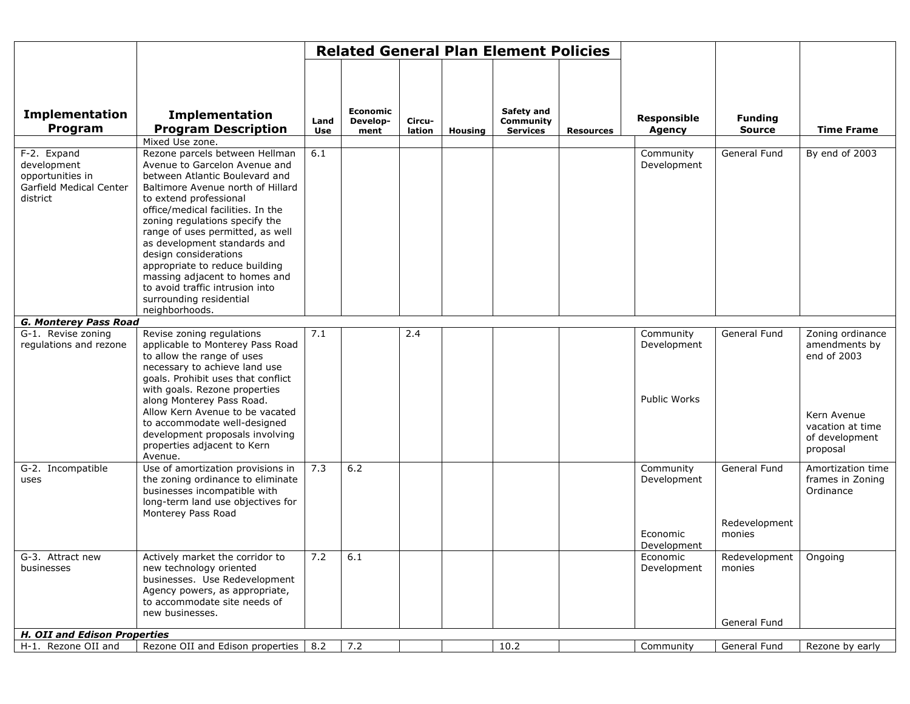| Implementation Program | Implementation Program Description | Related General Plan Element Policies | | | | | | Responsible Agency | Funding Source | Time Frame |
|---|---|---|---|---|---|---|---|---|---|---|
| | | Land Use | Economic Develop-ment | Circu-lation | Housing | Safety and Community Services | Resources | | | |
| | Mixed Use zone. | | | | | | | | | |
| F-2. Expand development opportunities in Garfield Medical Center district | Rezone parcels between Hellman Avenue to Garcelon Avenue and between Atlantic Boulevard and Baltimore Avenue north of Hillard to extend professional office/medical facilities. In the zoning regulations specify the range of uses permitted, as well as development standards and design considerations appropriate to reduce building massing adjacent to homes and to avoid traffic intrusion into surrounding residential neighborhoods. | 6.1 | | | | | | Community Development | General Fund | By end of 2003 |
| ***G. Monterey Pass Road*** | | | | | | | | | | |
| G-1. Revise zoning regulations and rezone | Revise zoning regulations applicable to Monterey Pass Road to allow the range of uses necessary to achieve land use goals. Prohibit uses that conflict with goals. Rezone properties along Monterey Pass Road. Allow Kern Avenue to be vacated to accommodate well-designed development proposals involving properties adjacent to Kern Avenue. | 7.1 | | 2.4 | | | | Community Development<br><br>Public Works | General Fund | Zoning ordinance amendments by end of 2003<br><br>Kern Avenue vacation at time of development proposal |
| G-2. Incompatible uses | Use of amortization provisions in the zoning ordinance to eliminate businesses incompatible with long-term land use objectives for Monterey Pass Road | 7.3 | 6.2 | | | | | Community Development<br><br>Economic Development | General Fund<br><br>Redevelopment monies | Amortization time frames in Zoning Ordinance |
| G-3. Attract new businesses | Actively market the corridor to new technology oriented businesses. Use Redevelopment Agency powers, as appropriate, to accommodate site needs of new businesses. | 7.2 | 6.1 | | | | | Economic Development | Redevelopment monies<br><br>General Fund | Ongoing |
| ***H. OII and Edison Properties*** | | | | | | | | | | |
| H-1. Rezone OII and | Rezone OII and Edison properties | 8.2 | 7.2 | | | 10.2 | | Community | General Fund | Rezone by early |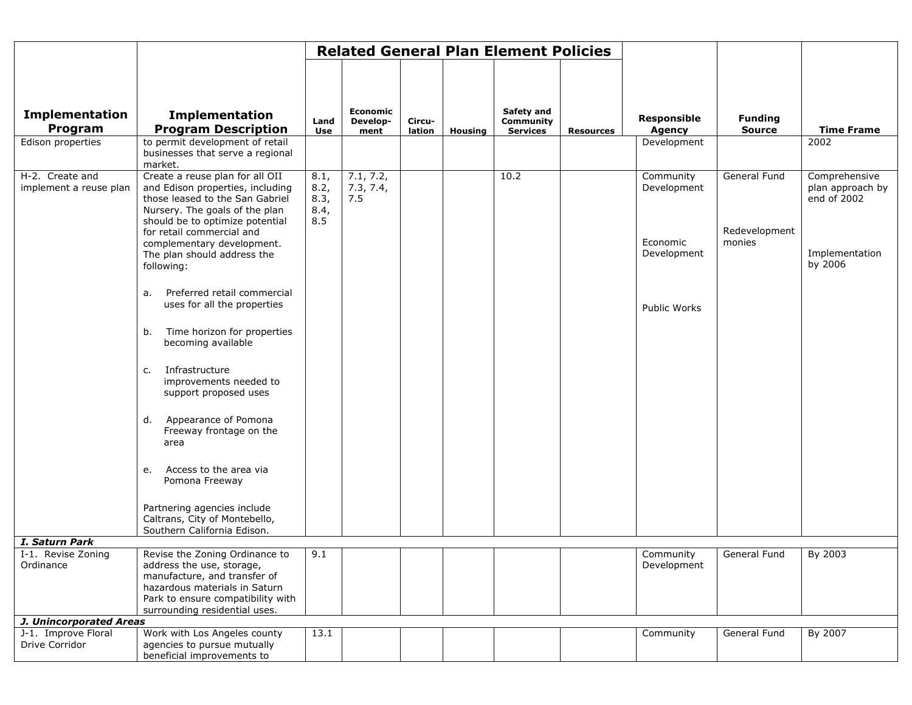| Implementation Program | Implementation Program Description | Related General Plan Element Policies | | | | | | Responsible Agency | Funding Source | Time Frame |
|---|---|---|---|---|---|---|---|---|---|---|
| | | Land Use | Economic Develop-ment | Circu-lation | Housing | Safety and Community Services | Resources | | | |
| Edison properties | to permit development of retail businesses that serve a regional market. | | | | | | | Development | | 2002 |
| H-2. Create and implement a reuse plan | Create a reuse plan for all OII and Edison properties, including those leased to the San Gabriel Nursery. The goals of the plan should be to optimize potential for retail commercial and complementary development. The plan should address the following:<br><br>a. Preferred retail commercial uses for all the properties<br><br>b. Time horizon for properties becoming available<br><br>c. Infrastructure improvements needed to support proposed uses<br><br>d. Appearance of Pomona Freeway frontage on the area<br><br>e. Access to the area via Pomona Freeway<br><br>Partnering agencies include Caltrans, City of Montebello, Southern California Edison. | 8.1, 8.2, 8.3, 8.4, 8.5 | 7.1, 7.2, 7.3, 7.4, 7.5 | | | 10.2 | | Community Development<br><br>Economic Development<br><br>Public Works | General Fund<br><br>Redevelopment monies | Comprehensive plan approach by end of 2002<br><br>Implementation by 2006 |
| ***I. Saturn Park*** | | | | | | | | | | |
| I-1. Revise Zoning Ordinance | Revise the Zoning Ordinance to address the use, storage, manufacture, and transfer of hazardous materials in Saturn Park to ensure compatibility with surrounding residential uses. | 9.1 | | | | | | Community Development | General Fund | By 2003 |
| ***J. Unincorporated Areas*** | | | | | | | | | | |
| J-1. Improve Floral Drive Corridor | Work with Los Angeles county agencies to pursue mutually beneficial improvements to | 13.1 | | | | | | Community | General Fund | By 2007 |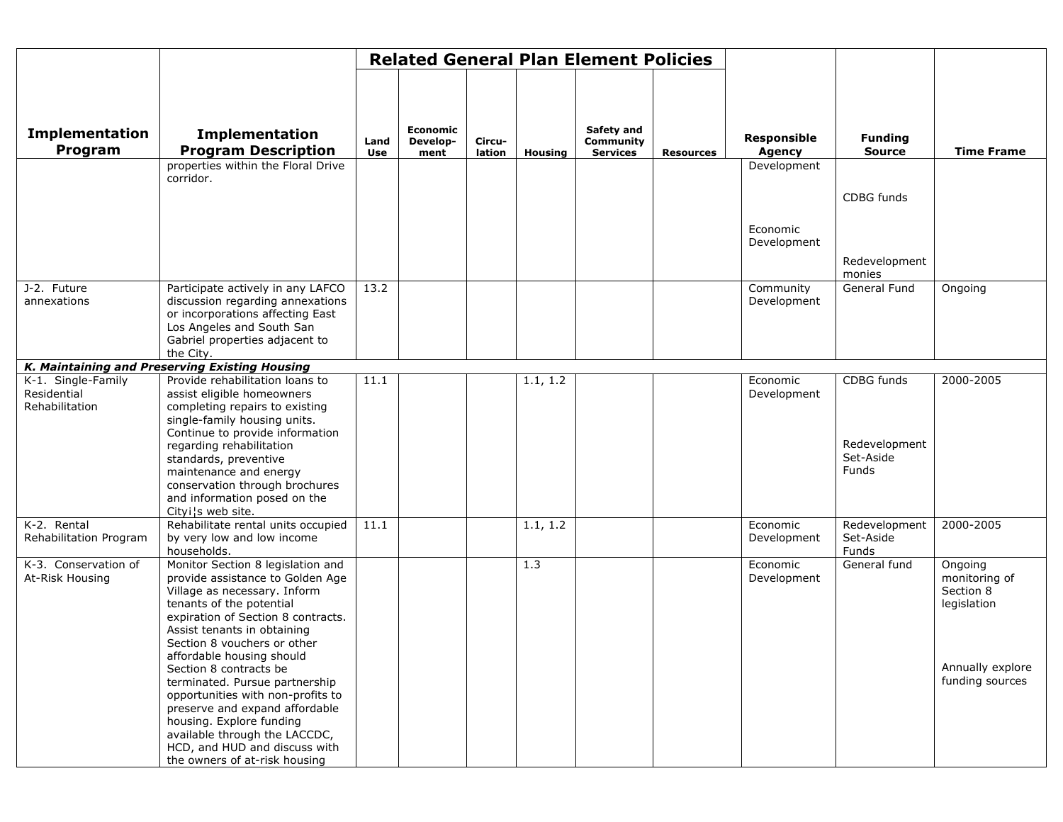| Implementation Program | Implementation Program Description | Related General Plan Element Policies | | | | | | Responsible Agency | Funding Source | Time Frame |
|---|---|---|---|---|---|---|---|---|---|---|
| | | Land Use | Economic Develop-ment | Circu-lation | Housing | Safety and Community Services | Resources | | | |
| | properties within the Floral Drive corridor. | | | | | | | Development<br><br>Economic Development | CDBG funds<br><br>Redevelopment monies | |
| J-2. Future annexations | Participate actively in any LAFCO discussion regarding annexations or incorporations affecting East Los Angeles and South San Gabriel properties adjacent to the City. | 13.2 | | | | | | Community Development | General Fund | Ongoing |
| ***K. Maintaining and Preserving Existing Housing*** | | | | | | | | | | |
| K-1. Single-Family Residential Rehabilitation | Provide rehabilitation loans to assist eligible homeowners completing repairs to existing single-family housing units. Continue to provide information regarding rehabilitation standards, preventive maintenance and energy conservation through brochures and information posed on the Cityi¦s web site. | 11.1 | | | 1.1, 1.2 | | | Economic Development | CDBG funds<br><br>Redevelopment Set-Aside Funds | 2000-2005 |
| K-2. Rental Rehabilitation Program | Rehabilitate rental units occupied by very low and low income households. | 11.1 | | | 1.1, 1.2 | | | Economic Development | Redevelopment Set-Aside Funds | 2000-2005 |
| K-3. Conservation of At-Risk Housing | Monitor Section 8 legislation and provide assistance to Golden Age Village as necessary. Inform tenants of the potential expiration of Section 8 contracts. Assist tenants in obtaining Section 8 vouchers or other affordable housing should Section 8 contracts be terminated. Pursue partnership opportunities with non-profits to preserve and expand affordable housing. Explore funding available through the LACCDC, HCD, and HUD and discuss with the owners of at-risk housing | | | | 1.3 | | | Economic Development | General fund | Ongoing monitoring of Section 8 legislation<br><br>Annually explore funding sources |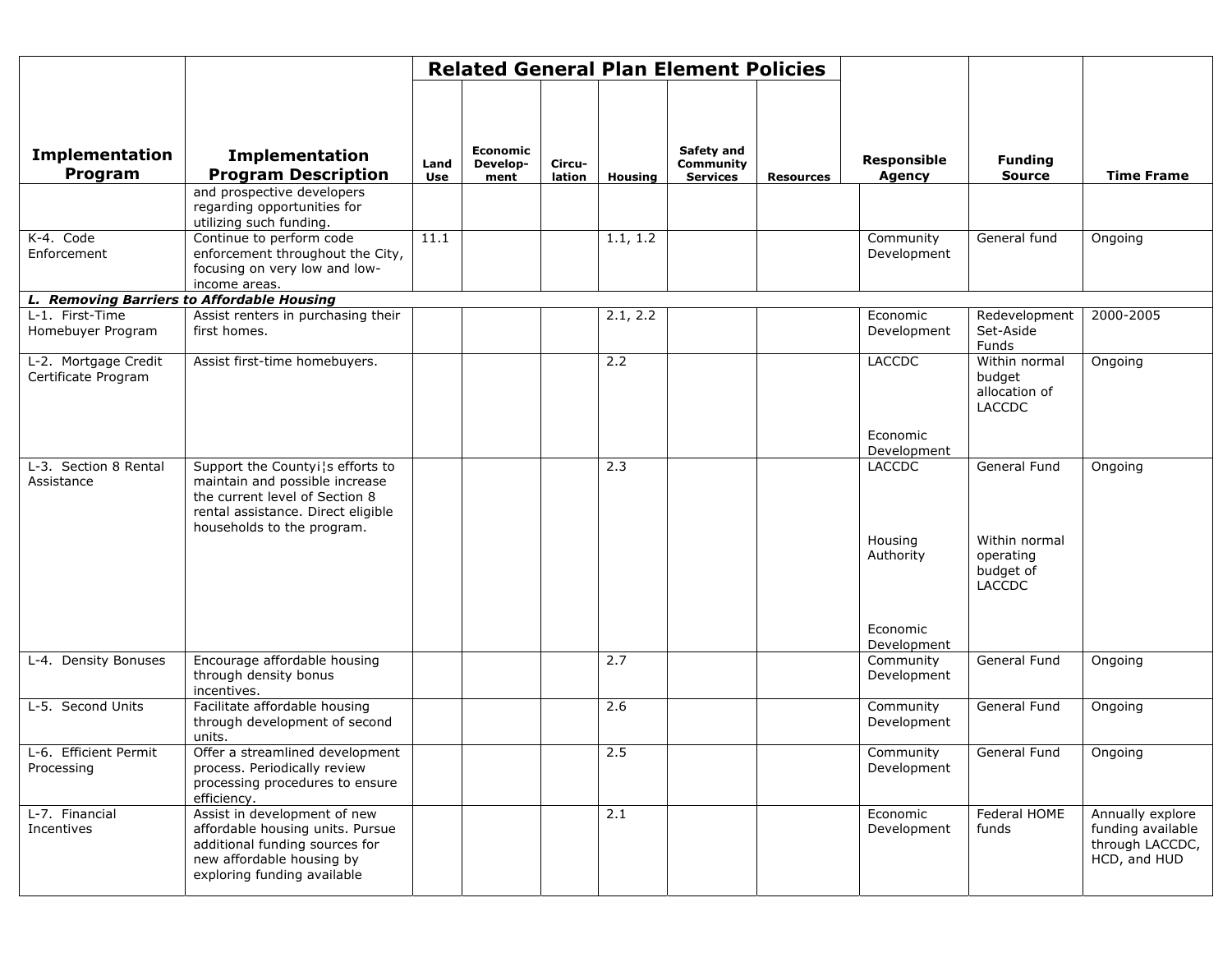| Implementation Program | Implementation Program Description | Related General Plan Element Policies | | | | | | Responsible Agency | Funding Source | Time Frame |
|---|---|---|---|---|---|---|---|---|---|---|
| | | Land Use | Economic Develop-ment | Circu-lation | Housing | Safety and Community Services | Resources | | | |
| | and prospective developers regarding opportunities for utilizing such funding. | | | | | | | | | |
| K-4. Code Enforcement | Continue to perform code enforcement throughout the City, focusing on very low and low-income areas. | 11.1 | | | 1.1, 1.2 | | | Community Development | General fund | Ongoing |
| ***L. Removing Barriers to Affordable Housing*** | | | | | | | | | | |
| L-1. First-Time Homebuyer Program | Assist renters in purchasing their first homes. | | | | 2.1, 2.2 | | | Economic Development | Redevelopment Set-Aside Funds | 2000-2005 |
| L-2. Mortgage Credit Certificate Program | Assist first-time homebuyers. | | | | 2.2 | | | LACCDC<br><br>Economic Development | Within normal budget allocation of LACCDC | Ongoing |
| L-3. Section 8 Rental Assistance | Support the Countyi¦s efforts to maintain and possible increase the current level of Section 8 rental assistance. Direct eligible households to the program. | | | | 2.3 | | | LACCDC<br><br>Housing Authority<br><br>Economic Development | General Fund<br><br>Within normal operating budget of LACCDC | Ongoing |
| L-4. Density Bonuses | Encourage affordable housing through density bonus incentives. | | | | 2.7 | | | Community Development | General Fund | Ongoing |
| L-5. Second Units | Facilitate affordable housing through development of second units. | | | | 2.6 | | | Community Development | General Fund | Ongoing |
| L-6. Efficient Permit Processing | Offer a streamlined development process. Periodically review processing procedures to ensure efficiency. | | | | 2.5 | | | Community Development | General Fund | Ongoing |
| L-7. Financial Incentives | Assist in development of new affordable housing units. Pursue additional funding sources for new affordable housing by exploring funding available | | | | 2.1 | | | Economic Development | Federal HOME funds | Annually explore funding available through LACCDC, HCD, and HUD |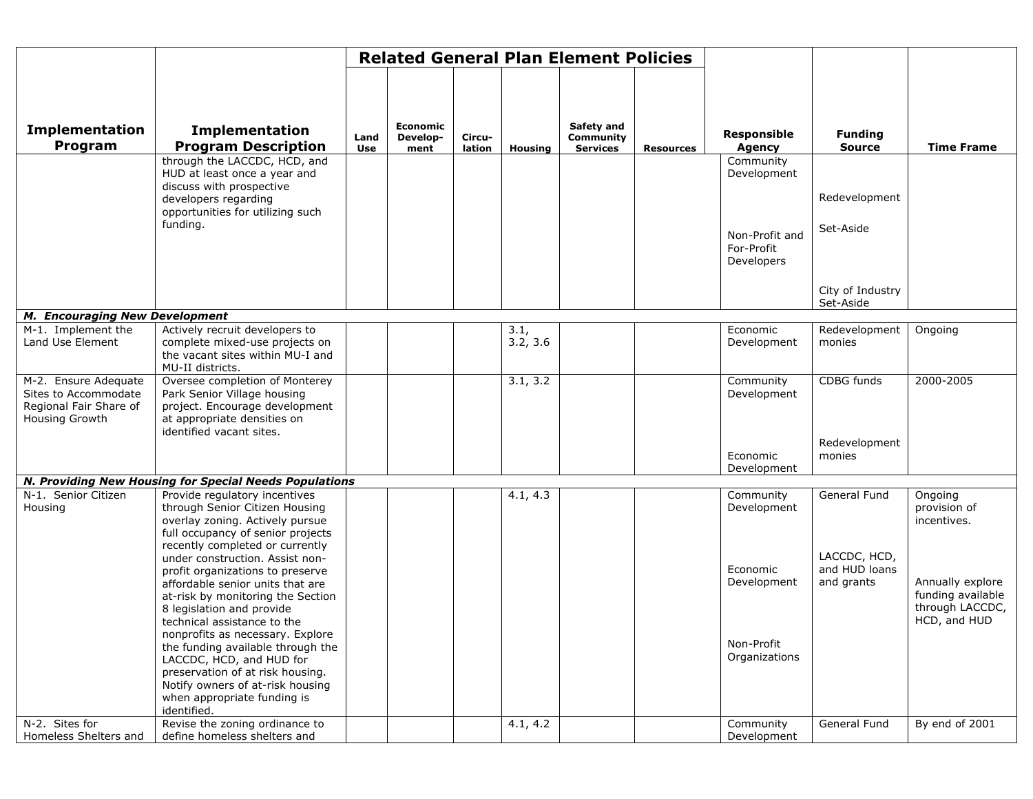| Implementation Program | Implementation Program Description | Related General Plan Element Policies: Land Use | Economic Develop-ment | Circu-lation | Housing | Safety and Community Services | Resources | Responsible Agency | Funding Source | Time Frame |
|---|---|---|---|---|---|---|---|---|---|---|
| | through the LACCDC, HCD, and HUD at least once a year and discuss with prospective developers regarding opportunities for utilizing such funding. | | | | | | | Community Development<br><br>Non-Profit and For-Profit Developers | Redevelopment<br><br>Set-Aside<br><br>City of Industry Set-Aside | |
| ***M. Encouraging New Development*** | | | | | | | | | | |
| M-1. Implement the Land Use Element | Actively recruit developers to complete mixed-use projects on the vacant sites within MU-I and MU-II districts. | | | | 3.1, 3.2, 3.6 | | | Economic Development | Redevelopment monies | Ongoing |
| M-2. Ensure Adequate Sites to Accommodate Regional Fair Share of Housing Growth | Oversee completion of Monterey Park Senior Village housing project. Encourage development at appropriate densities on identified vacant sites. | | | | 3.1, 3.2 | | | Community Development<br><br>Economic Development | CDBG funds<br><br>Redevelopment monies | 2000-2005 |
| ***N. Providing New Housing for Special Needs Populations*** | | | | | | | | | | |
| N-1. Senior Citizen Housing | Provide regulatory incentives through Senior Citizen Housing overlay zoning. Actively pursue full occupancy of senior projects recently completed or currently under construction. Assist non-profit organizations to preserve affordable senior units that are at-risk by monitoring the Section 8 legislation and provide technical assistance to the nonprofits as necessary. Explore the funding available through the LACCDC, HCD, and HUD for preservation of at risk housing. Notify owners of at-risk housing when appropriate funding is identified. | | | | 4.1, 4.3 | | | Community Development<br><br>Economic Development<br><br>Non-Profit Organizations | General Fund<br><br>LACCDC, HCD, and HUD loans and grants | Ongoing provision of incentives.<br><br>Annually explore funding available through LACCDC, HCD, and HUD |
| N-2. Sites for Homeless Shelters and | Revise the zoning ordinance to define homeless shelters and | | | | 4.1, 4.2 | | | Community Development | General Fund | By end of 2001 |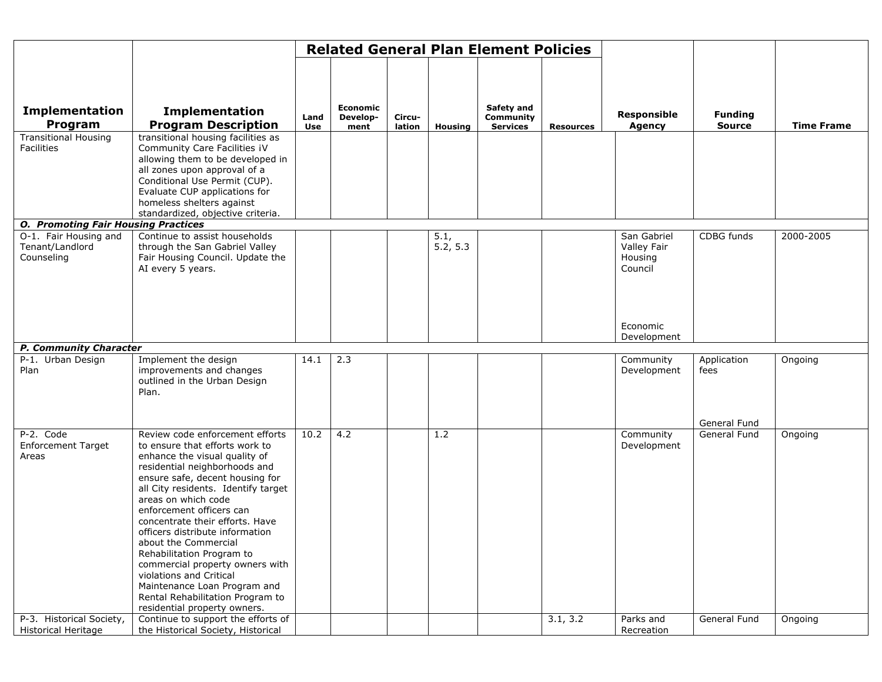| Implementation Program | Implementation Program Description | Related General Plan Element Policies | | | | | | Responsible Agency | Funding Source | Time Frame |
|---|---|---|---|---|---|---|---|---|---|---|
| | | Land Use | Economic Develop-ment | Circu-lation | Housing | Safety and Community Services | Resources | | | |
| Transitional Housing Facilities | transitional housing facilities as Community Care Facilities iV allowing them to be developed in all zones upon approval of a Conditional Use Permit (CUP). Evaluate CUP applications for homeless shelters against standardized, objective criteria. | | | | | | | | | |
| ***O. Promoting Fair Housing Practices*** | | | | | | | | | | |
| O-1. Fair Housing and Tenant/Landlord Counseling | Continue to assist households through the San Gabriel Valley Fair Housing Council. Update the AI every 5 years. | | | | 5.1, 5.2, 5.3 | | | San Gabriel Valley Fair Housing Council<br><br>Economic Development | CDBG funds | 2000-2005 |
| ***P. Community Character*** | | | | | | | | | | |
| P-1. Urban Design Plan | Implement the design improvements and changes outlined in the Urban Design Plan. | 14.1 | 2.3 | | | | | Community Development | Application fees<br><br>General Fund | Ongoing |
| P-2. Code Enforcement Target Areas | Review code enforcement efforts to ensure that efforts work to enhance the visual quality of residential neighborhoods and ensure safe, decent housing for all City residents. Identify target areas on which code enforcement officers can concentrate their efforts. Have officers distribute information about the Commercial Rehabilitation Program to commercial property owners with violations and Critical Maintenance Loan Program and Rental Rehabilitation Program to residential property owners. | 10.2 | 4.2 | | 1.2 | | | Community Development | General Fund | Ongoing |
| P-3. Historical Society, Historical Heritage | Continue to support the efforts of the Historical Society, Historical | | | | | | 3.1, 3.2 | Parks and Recreation | General Fund | Ongoing |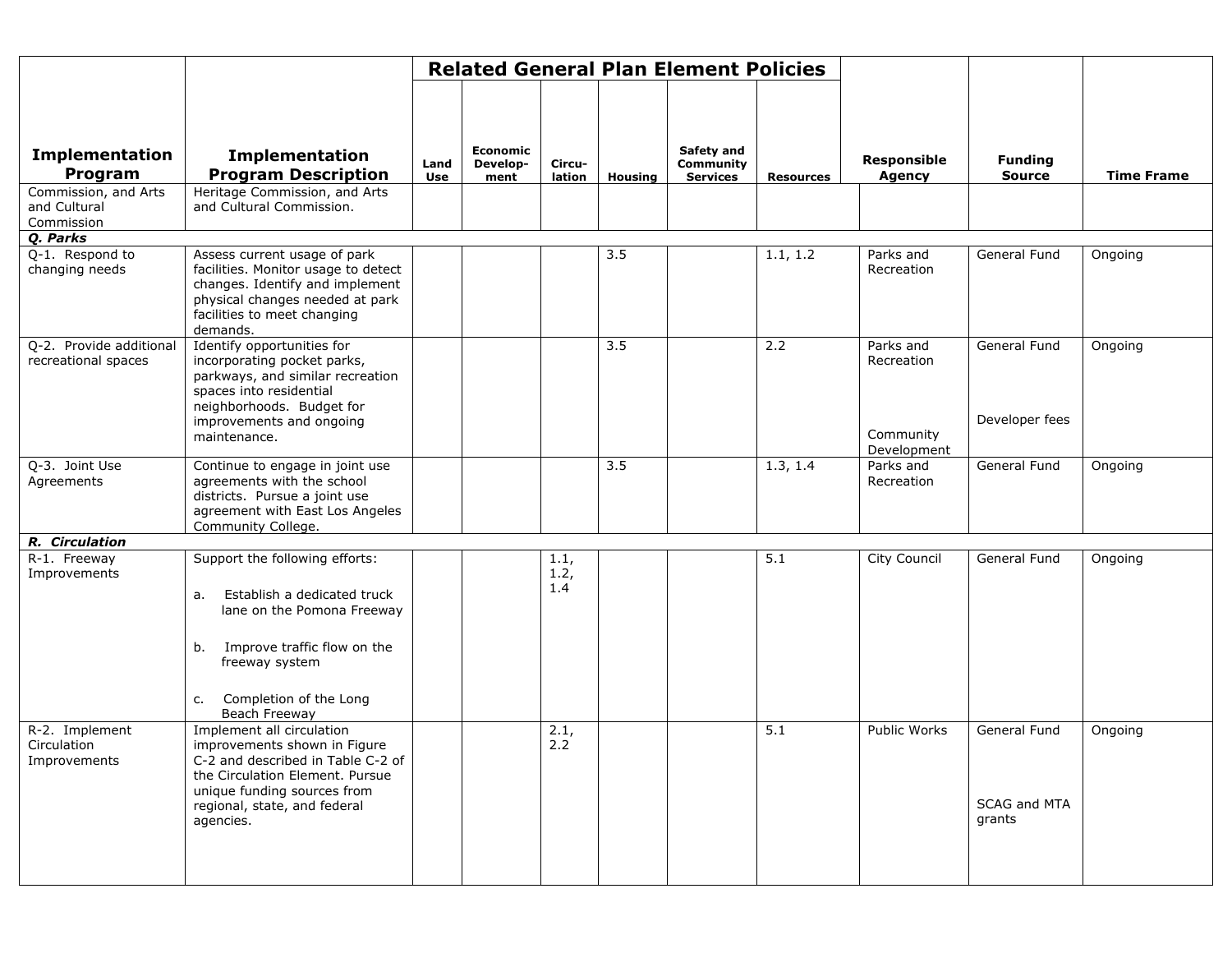| Implementation Program | Implementation Program Description | Related General Plan Element Policies | | | | | | Responsible Agency | Funding Source | Time Frame |
|---|---|---|---|---|---|---|---|---|---|---|
| | | Land Use | Economic Develop-ment | Circu-lation | Housing | Safety and Community Services | Resources | | | |
| Commission, and Arts and Cultural Commission | Heritage Commission, and Arts and Cultural Commission. | | | | | | | | | |
| ***Q. Parks*** | | | | | | | | | | |
| Q-1. Respond to changing needs | Assess current usage of park facilities. Monitor usage to detect changes. Identify and implement physical changes needed at park facilities to meet changing demands. | | | | 3.5 | | 1.1, 1.2 | Parks and Recreation | General Fund | Ongoing |
| Q-2. Provide additional recreational spaces | Identify opportunities for incorporating pocket parks, parkways, and similar recreation spaces into residential neighborhoods. Budget for improvements and ongoing maintenance. | | | | 3.5 | | 2.2 | Parks and Recreation<br><br>Community Development | General Fund<br><br>Developer fees | Ongoing |
| Q-3. Joint Use Agreements | Continue to engage in joint use agreements with the school districts. Pursue a joint use agreement with East Los Angeles Community College. | | | | 3.5 | | 1.3, 1.4 | Parks and Recreation | General Fund | Ongoing |
| ***R. Circulation*** | | | | | | | | | | |
| R-1. Freeway Improvements | Support the following efforts:<br><br>a. Establish a dedicated truck lane on the Pomona Freeway<br><br>b. Improve traffic flow on the freeway system<br><br>c. Completion of the Long Beach Freeway | | | 1.1, 1.2, 1.4 | | | 5.1 | City Council | General Fund | Ongoing |
| R-2. Implement Circulation Improvements | Implement all circulation improvements shown in Figure C-2 and described in Table C-2 of the Circulation Element. Pursue unique funding sources from regional, state, and federal agencies. | | | 2.1, 2.2 | | | 5.1 | Public Works | General Fund<br><br>SCAG and MTA grants | Ongoing |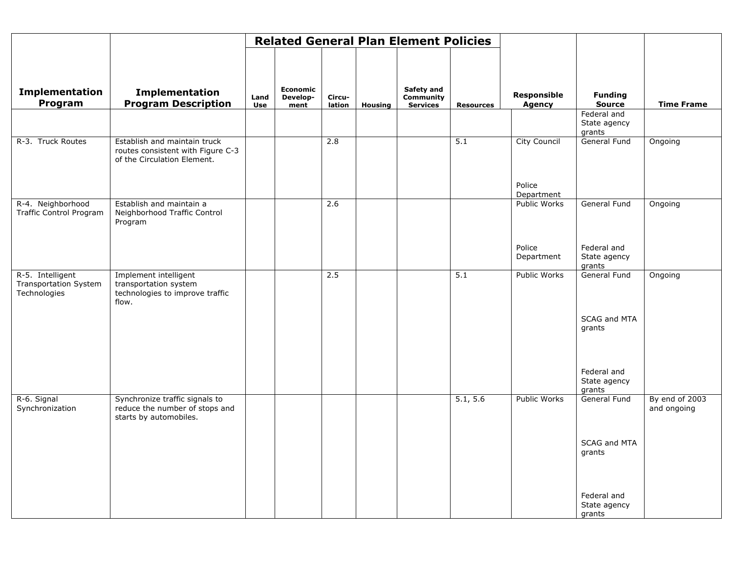| Implementation Program | Implementation Program Description | Related General Plan Element Policies | | | | | | Responsible Agency | Funding Source | Time Frame |
|---|---|---|---|---|---|---|---|---|---|---|
| | | Land Use | Economic Develop-ment | Circu-lation | Housing | Safety and Community Services | Resources | | | |
| | | | | | | | | | Federal and State agency grants | |
| R-3. Truck Routes | Establish and maintain truck routes consistent with Figure C-3 of the Circulation Element. | | | 2.8 | | | 5.1 | City Council<br><br>Police Department | General Fund | Ongoing |
| R-4. Neighborhood Traffic Control Program | Establish and maintain a Neighborhood Traffic Control Program | | | 2.6 | | | | Public Works<br><br>Police Department | General Fund<br><br>Federal and State agency grants | Ongoing |
| R-5. Intelligent Transportation System Technologies | Implement intelligent transportation system technologies to improve traffic flow. | | | 2.5 | | | 5.1 | Public Works | General Fund<br><br>SCAG and MTA grants<br><br>Federal and State agency grants | Ongoing |
| R-6. Signal Synchronization | Synchronize traffic signals to reduce the number of stops and starts by automobiles. | | | | | | 5.1, 5.6 | Public Works | General Fund<br><br>SCAG and MTA grants<br><br>Federal and State agency grants | By end of 2003 and ongoing |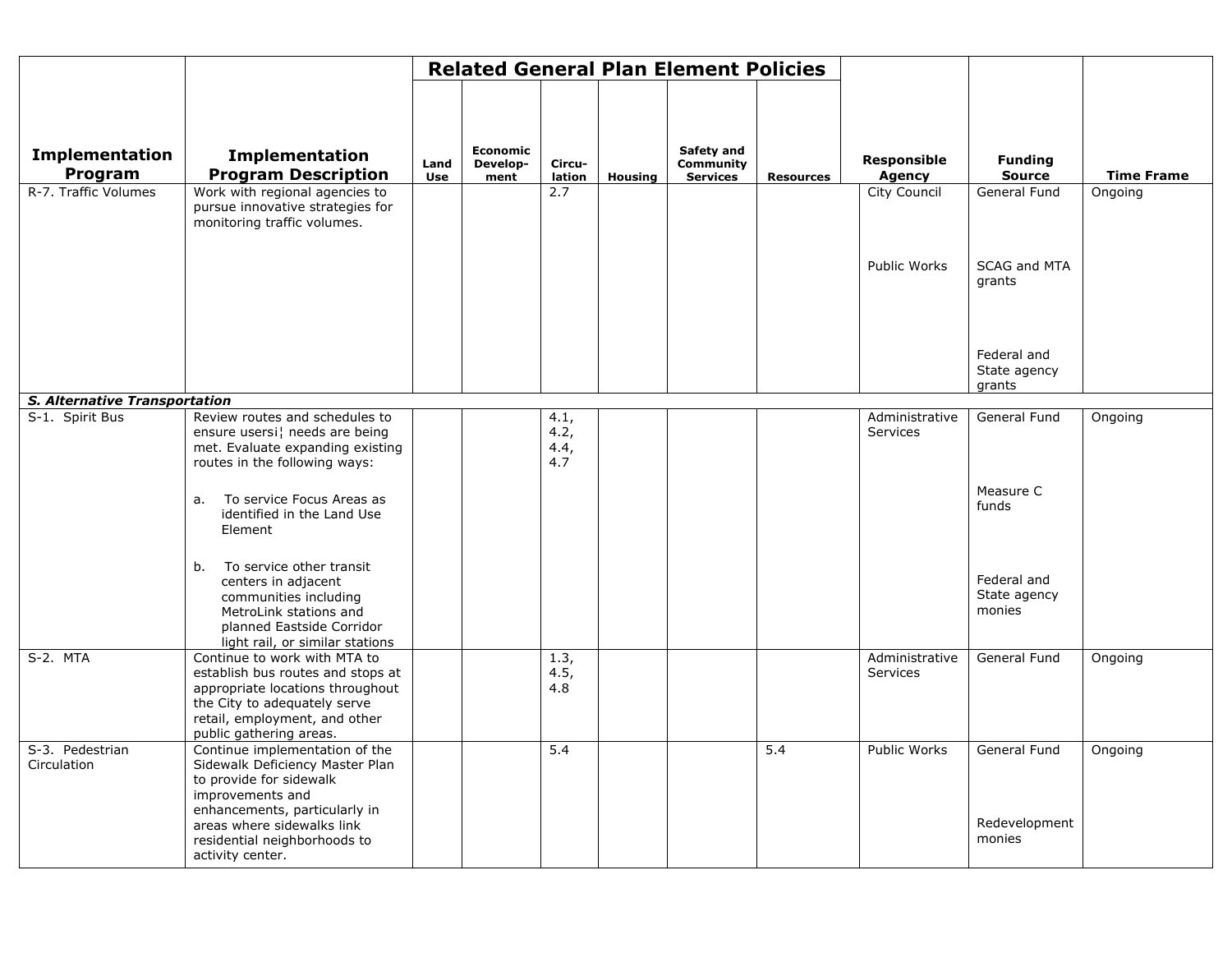| Implementation Program | Implementation Program Description | Related General Plan Element Policies | | | | | | Responsible Agency | Funding Source | Time Frame |
|---|---|---|---|---|---|---|---|---|---|---|
| | | Land Use | Economic Develop-ment | Circu-lation | Housing | Safety and Community Services | Resources | | | |
| R-7. Traffic Volumes | Work with regional agencies to pursue innovative strategies for monitoring traffic volumes. | | | 2.7 | | | | City Council<br><br>Public Works | General Fund<br><br>SCAG and MTA grants<br><br>Federal and State agency grants | Ongoing |
| ***S. Alternative Transportation*** | | | | | | | | | | |
| S-1. Spirit Bus | Review routes and schedules to ensure usersi¦ needs are being met. Evaluate expanding existing routes in the following ways:<br><br>a. To service Focus Areas as identified in the Land Use Element<br><br>b. To service other transit centers in adjacent communities including MetroLink stations and planned Eastside Corridor light rail, or similar stations | | | 4.1, 4.2, 4.4, 4.7 | | | | Administrative Services | General Fund<br><br>Measure C funds<br><br>Federal and State agency monies | Ongoing |
| S-2. MTA | Continue to work with MTA to establish bus routes and stops at appropriate locations throughout the City to adequately serve retail, employment, and other public gathering areas. | | | 1.3, 4.5, 4.8 | | | | Administrative Services | General Fund | Ongoing |
| S-3. Pedestrian Circulation | Continue implementation of the Sidewalk Deficiency Master Plan to provide for sidewalk improvements and enhancements, particularly in areas where sidewalks link residential neighborhoods to activity center. | | | 5.4 | | | 5.4 | Public Works | General Fund<br><br>Redevelopment monies | Ongoing |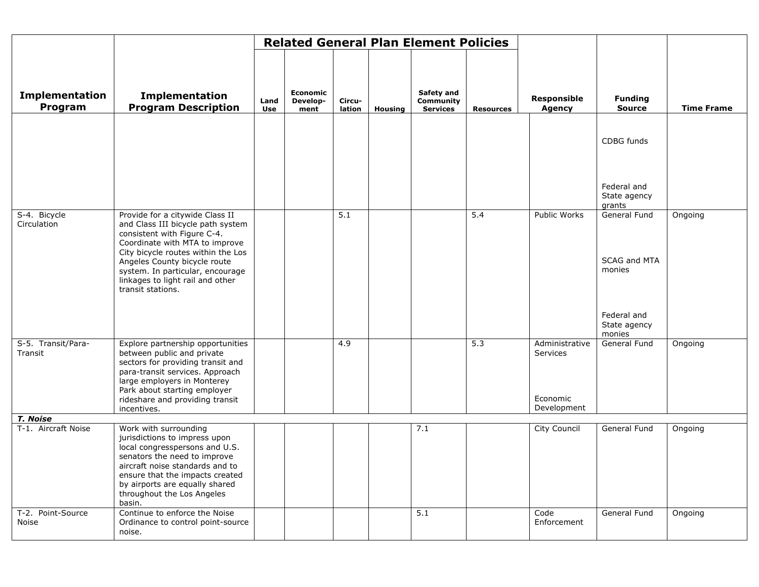| Implementation Program | Implementation Program Description | Related General Plan Element Policies | | | | | | Responsible Agency | Funding Source | Time Frame |
|---|---|---|---|---|---|---|---|---|---|---|
| | | Land Use | Economic Development | Circulation | Housing | Safety and Community Services | Resources | | | |
| | | | | | | | | | CDBG funds<br><br>Federal and State agency grants | |
| S-4. Bicycle Circulation | Provide for a citywide Class II and Class III bicycle path system consistent with Figure C-4. Coordinate with MTA to improve City bicycle routes within the Los Angeles County bicycle route system. In particular, encourage linkages to light rail and other transit stations. | | | 5.1 | | | 5.4 | Public Works | General Fund<br><br>SCAG and MTA monies<br><br>Federal and State agency monies | Ongoing |
| S-5. Transit/Para-Transit | Explore partnership opportunities between public and private sectors for providing transit and para-transit services. Approach large employers in Monterey Park about starting employer rideshare and providing transit incentives. | | | 4.9 | | | 5.3 | Administrative Services<br><br>Economic Development | General Fund | Ongoing |
| ***T. Noise*** | | | | | | | | | | |
| T-1. Aircraft Noise | Work with surrounding jurisdictions to impress upon local congresspersons and U.S. senators the need to improve aircraft noise standards and to ensure that the impacts created by airports are equally shared throughout the Los Angeles basin. | | | | | 7.1 | | City Council | General Fund | Ongoing |
| T-2. Point-Source Noise | Continue to enforce the Noise Ordinance to control point-source noise. | | | | | 5.1 | | Code Enforcement | General Fund | Ongoing |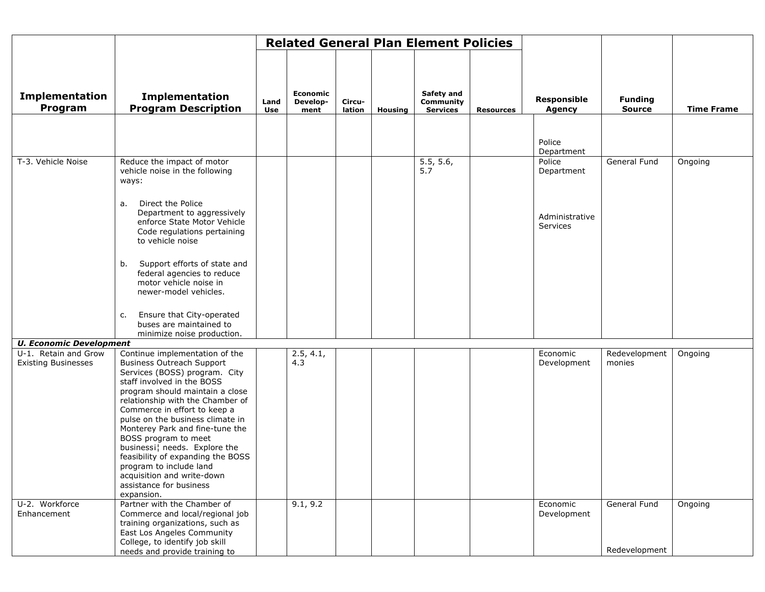| Implementation Program | Implementation Program Description | Related General Plan Element Policies | | | | | | Responsible Agency | Funding Source | Time Frame |
|---|---|---|---|---|---|---|---|---|---|---|
| | | Land Use | Economic Develop-ment | Circu-lation | Housing | Safety and Community Services | Resources | | | |
| | | | | | | | | Police Department | | |
| T-3. Vehicle Noise | Reduce the impact of motor vehicle noise in the following ways:<br><br>a. Direct the Police Department to aggressively enforce State Motor Vehicle Code regulations pertaining to vehicle noise<br><br>b. Support efforts of state and federal agencies to reduce motor vehicle noise in newer-model vehicles.<br><br>c. Ensure that City-operated buses are maintained to minimize noise production. | | | | | 5.5, 5.6, 5.7 | | Police Department<br><br>Administrative Services | General Fund | Ongoing |
| ***U. Economic Development*** | | | | | | | | | | |
| U-1. Retain and Grow Existing Businesses | Continue implementation of the Business Outreach Support Services (BOSS) program. City staff involved in the BOSS program should maintain a close relationship with the Chamber of Commerce in effort to keep a pulse on the business climate in Monterey Park and fine-tune the BOSS program to meet businessi¦ needs. Explore the feasibility of expanding the BOSS program to include land acquisition and write-down assistance for business expansion. | | 2.5, 4.1, 4.3 | | | | | Economic Development | Redevelopment monies | Ongoing |
| U-2. Workforce Enhancement | Partner with the Chamber of Commerce and local/regional job training organizations, such as East Los Angeles Community College, to identify job skill needs and provide training to | | 9.1, 9.2 | | | | | Economic Development | General Fund<br><br>Redevelopment | Ongoing |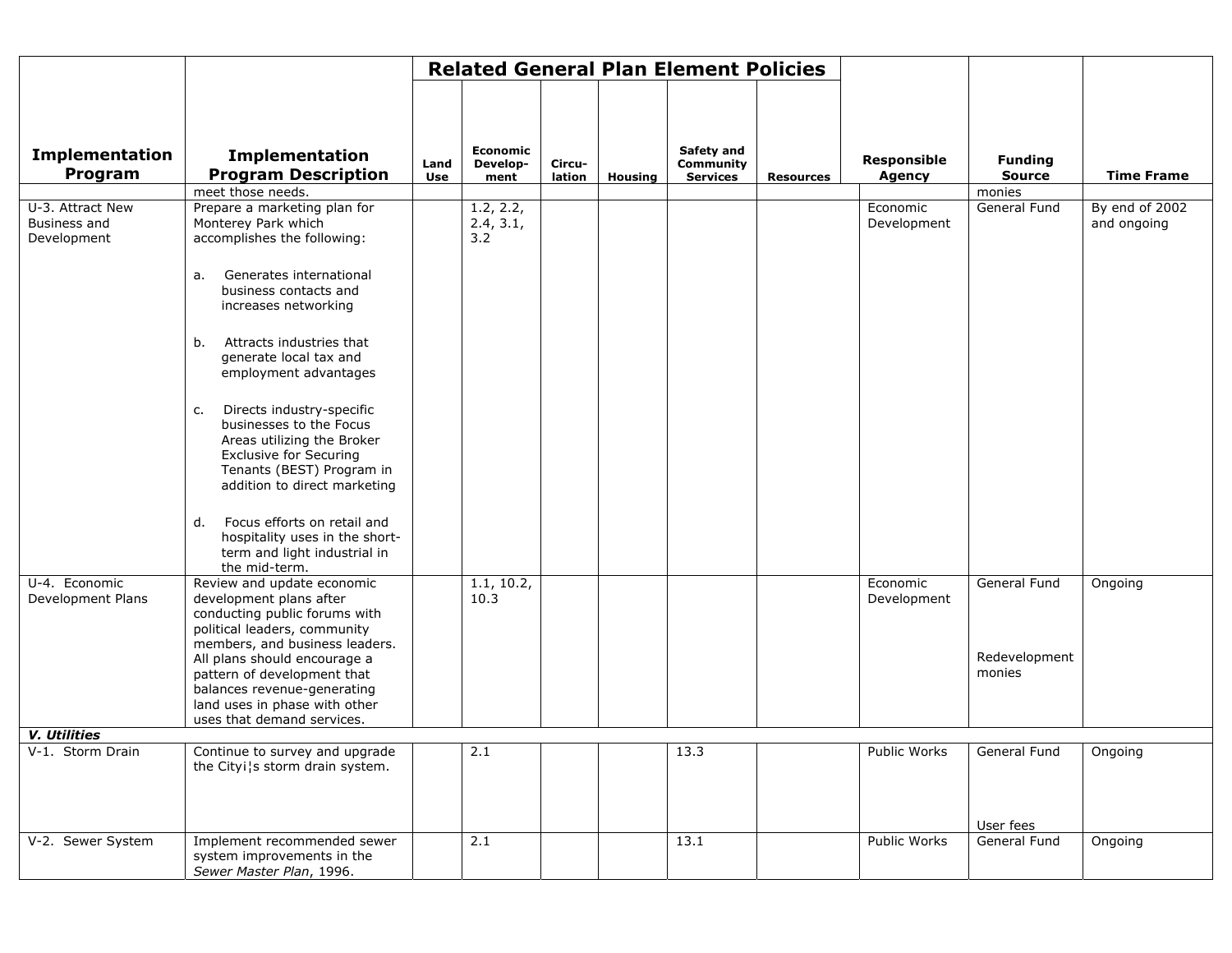| Implementation Program | Implementation Program Description | Related General Plan Element Policies | | | | | | Responsible Agency | Funding Source | Time Frame |
|---|---|---|---|---|---|---|---|---|---|---|
| | | Land Use | Economic Development | Circulation | Housing | Safety and Community Services | Resources | | | |
| | meet those needs. | | | | | | | | monies | |
| U-3. Attract New Business and Development | Prepare a marketing plan for Monterey Park which accomplishes the following:<br><br>a. Generates international business contacts and increases networking<br><br>b. Attracts industries that generate local tax and employment advantages<br><br>c. Directs industry-specific businesses to the Focus Areas utilizing the Broker Exclusive for Securing Tenants (BEST) Program in addition to direct marketing<br><br>d. Focus efforts on retail and hospitality uses in the short-term and light industrial in the mid-term. | | 1.2, 2.2, 2.4, 3.1, 3.2 | | | | | Economic Development | General Fund | By end of 2002 and ongoing |
| U-4. Economic Development Plans | Review and update economic development plans after conducting public forums with political leaders, community members, and business leaders. All plans should encourage a pattern of development that balances revenue-generating land uses in phase with other uses that demand services. | | 1.1, 10.2, 10.3 | | | | | Economic Development | General Fund<br><br>Redevelopment monies | Ongoing |
| ***V. Utilities*** | | | | | | | | | | |
| V-1. Storm Drain | Continue to survey and upgrade the City¡¦s storm drain system. | | 2.1 | | | 13.3 | | Public Works | General Fund<br><br>User fees | Ongoing |
| V-2. Sewer System | Implement recommended sewer system improvements in the *Sewer Master Plan*, 1996. | | 2.1 | | | 13.1 | | Public Works | General Fund | Ongoing |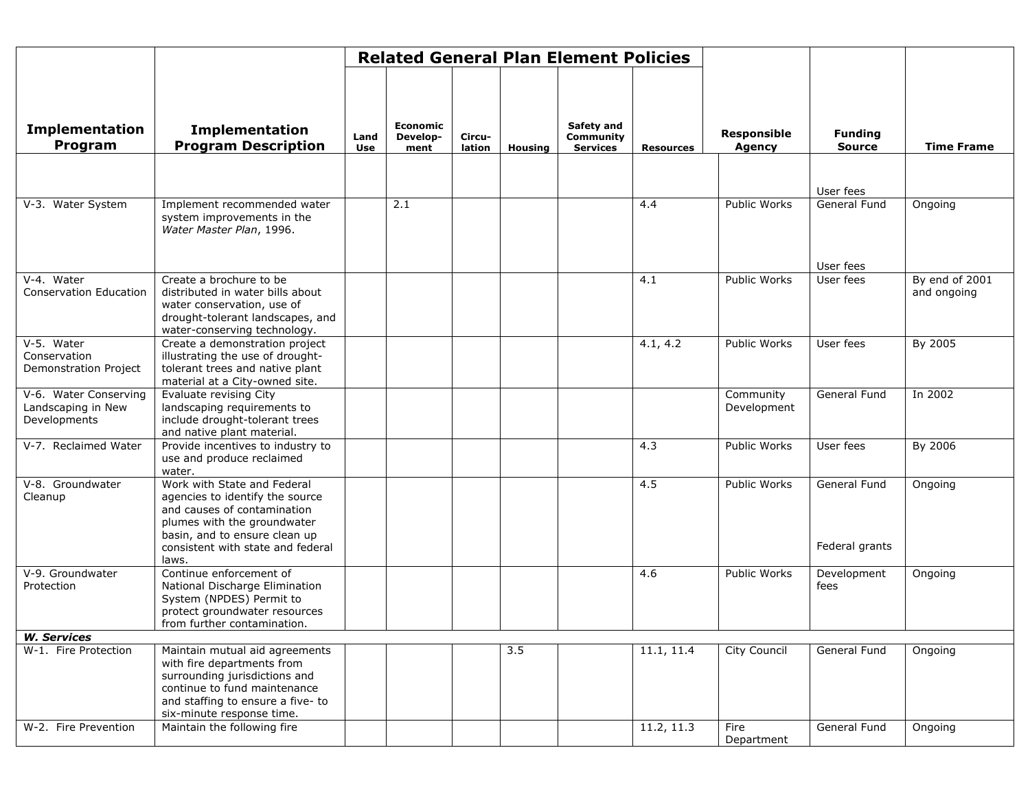| Implementation Program | Implementation Program Description | Related General Plan Element Policies | | | | | | Responsible Agency | Funding Source | Time Frame |
|---|---|---|---|---|---|---|---|---|---|---|
| | | Land Use | Economic Develop-ment | Circu-lation | Housing | Safety and Community Services | Resources | | | |
| | | | | | | | | | User fees | |
| V-3. Water System | Implement recommended water system improvements in the *Water Master Plan*, 1996. | | 2.1 | | | | 4.4 | Public Works | General Fund<br><br>User fees | Ongoing |
| V-4. Water Conservation Education | Create a brochure to be distributed in water bills about water conservation, use of drought-tolerant landscapes, and water-conserving technology. | | | | | | 4.1 | Public Works | User fees | By end of 2001 and ongoing |
| V-5. Water Conservation Demonstration Project | Create a demonstration project illustrating the use of drought-tolerant trees and native plant material at a City-owned site. | | | | | | 4.1, 4.2 | Public Works | User fees | By 2005 |
| V-6. Water Conserving Landscaping in New Developments | Evaluate revising City landscaping requirements to include drought-tolerant trees and native plant material. | | | | | | | Community Development | General Fund | In 2002 |
| V-7. Reclaimed Water | Provide incentives to industry to use and produce reclaimed water. | | | | | | 4.3 | Public Works | User fees | By 2006 |
| V-8. Groundwater Cleanup | Work with State and Federal agencies to identify the source and causes of contamination plumes with the groundwater basin, and to ensure clean up consistent with state and federal laws. | | | | | | 4.5 | Public Works | General Fund<br><br>Federal grants | Ongoing |
| V-9. Groundwater Protection | Continue enforcement of National Discharge Elimination System (NPDES) Permit to protect groundwater resources from further contamination. | | | | | | 4.6 | Public Works | Development fees | Ongoing |
| ***W. Services*** | | | | | | | | | | |
| W-1. Fire Protection | Maintain mutual aid agreements with fire departments from surrounding jurisdictions and continue to fund maintenance and staffing to ensure a five- to six-minute response time. | | | | 3.5 | | 11.1, 11.4 | City Council | General Fund | Ongoing |
| W-2. Fire Prevention | Maintain the following fire | | | | | | 11.2, 11.3 | Fire Department | General Fund | Ongoing |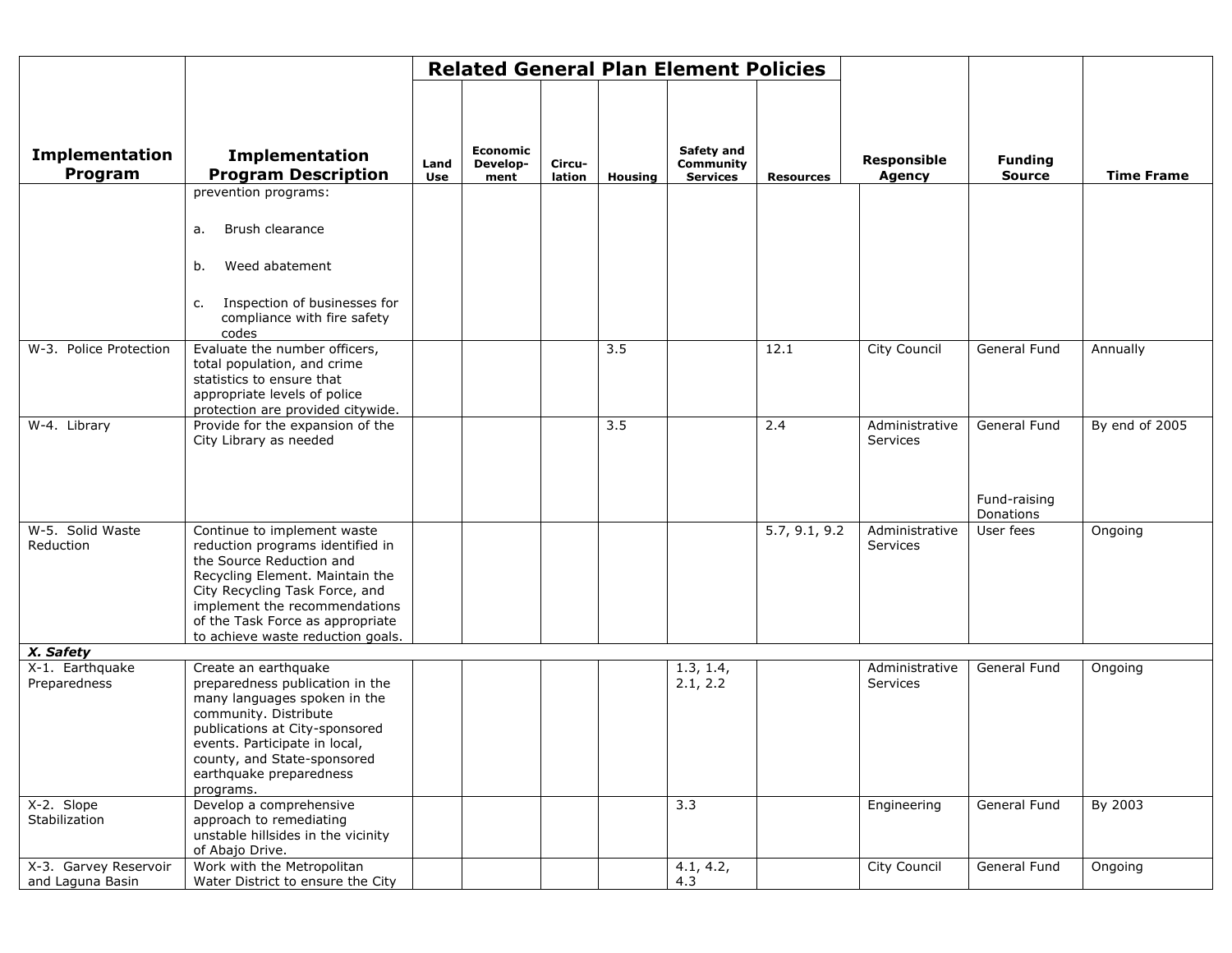| Implementation Program | Implementation Program Description | Related General Plan Element Policies | | | | | | Responsible Agency | Funding Source | Time Frame |
|---|---|---|---|---|---|---|---|---|---|---|
| | | Land Use | Economic Develop-ment | Circu-lation | Housing | Safety and Community Services | Resources | | | |
| | prevention programs:<br><br>a. Brush clearance<br><br>b. Weed abatement<br><br>c. Inspection of businesses for compliance with fire safety codes | | | | | | | | | |
| W-3. Police Protection | Evaluate the number officers, total population, and crime statistics to ensure that appropriate levels of police protection are provided citywide. | | | | 3.5 | | 12.1 | City Council | General Fund | Annually |
| W-4. Library | Provide for the expansion of the City Library as needed | | | | 3.5 | | 2.4 | Administrative Services | General Fund<br><br>Fund-raising Donations | By end of 2005 |
| W-5. Solid Waste Reduction | Continue to implement waste reduction programs identified in the Source Reduction and Recycling Element. Maintain the City Recycling Task Force, and implement the recommendations of the Task Force as appropriate to achieve waste reduction goals. | | | | | | 5.7, 9.1, 9.2 | Administrative Services | User fees | Ongoing |
| ***X. Safety*** | | | | | | | | | | |
| X-1. Earthquake Preparedness | Create an earthquake preparedness publication in the many languages spoken in the community. Distribute publications at City-sponsored events. Participate in local, county, and State-sponsored earthquake preparedness programs. | | | | | 1.3, 1.4, 2.1, 2.2 | | Administrative Services | General Fund | Ongoing |
| X-2. Slope Stabilization | Develop a comprehensive approach to remediating unstable hillsides in the vicinity of Abajo Drive. | | | | | 3.3 | | Engineering | General Fund | By 2003 |
| X-3. Garvey Reservoir and Laguna Basin | Work with the Metropolitan Water District to ensure the City | | | | | 4.1, 4.2, 4.3 | | City Council | General Fund | Ongoing |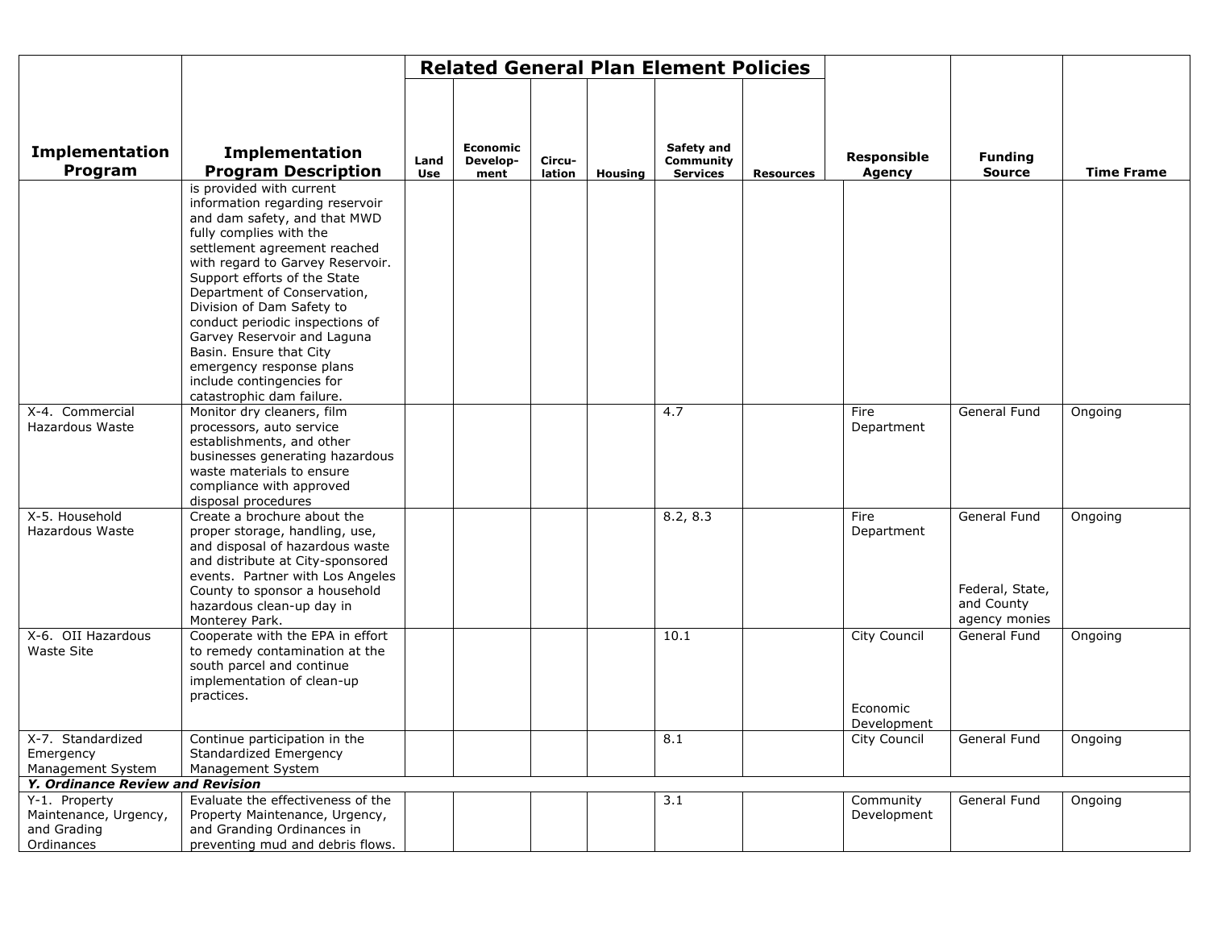| Implementation Program | Implementation Program Description | Related General Plan Element Policies | | | | | | Responsible Agency | Funding Source | Time Frame |
|---|---|---|---|---|---|---|---|---|---|---|
| | | Land Use | Economic Develop-ment | Circu-lation | Housing | Safety and Community Services | Resources | | | |
| | is provided with current information regarding reservoir and dam safety, and that MWD fully complies with the settlement agreement reached with regard to Garvey Reservoir. Support efforts of the State Department of Conservation, Division of Dam Safety to conduct periodic inspections of Garvey Reservoir and Laguna Basin. Ensure that City emergency response plans include contingencies for catastrophic dam failure. | | | | | | | | | |
| X-4. Commercial Hazardous Waste | Monitor dry cleaners, film processors, auto service establishments, and other businesses generating hazardous waste materials to ensure compliance with approved disposal procedures | | | | | 4.7 | | Fire Department | General Fund | Ongoing |
| X-5. Household Hazardous Waste | Create a brochure about the proper storage, handling, use, and disposal of hazardous waste and distribute at City-sponsored events. Partner with Los Angeles County to sponsor a household hazardous clean-up day in Monterey Park. | | | | | 8.2, 8.3 | | Fire Department | General Fund<br><br>Federal, State, and County agency monies | Ongoing |
| X-6. OII Hazardous Waste Site | Cooperate with the EPA in effort to remedy contamination at the south parcel and continue implementation of clean-up practices. | | | | | 10.1 | | City Council<br><br>Economic Development | General Fund | Ongoing |
| X-7. Standardized Emergency Management System | Continue participation in the Standardized Emergency Management System | | | | | 8.1 | | City Council | General Fund | Ongoing |
| ***Y. Ordinance Review and Revision*** | | | | | | | | | | |
| Y-1. Property Maintenance, Urgency, and Grading Ordinances | Evaluate the effectiveness of the Property Maintenance, Urgency, and Granding Ordinances in preventing mud and debris flows. | | | | | 3.1 | | Community Development | General Fund | Ongoing |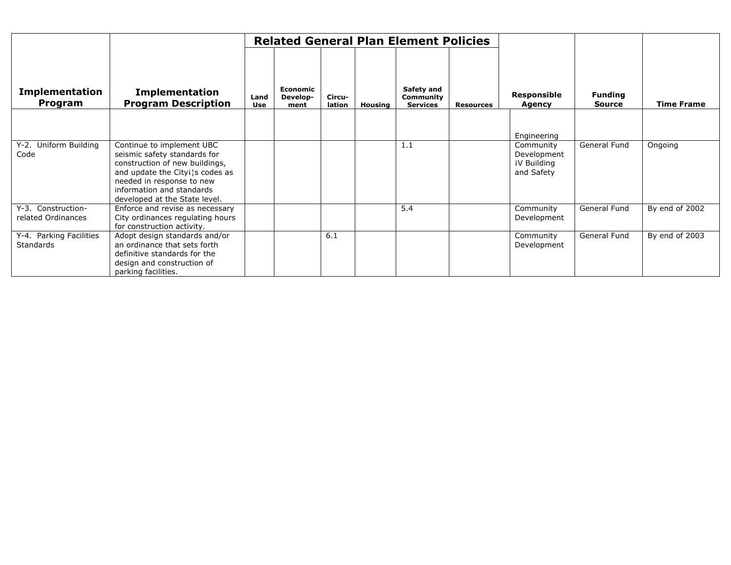| Implementation Program | Implementation Program Description | Related General Plan Element Policies | | | | | | Responsible Agency | Funding Source | Time Frame |
|---|---|---|---|---|---|---|---|---|---|---|
| | | Land Use | Economic Develop-ment | Circu-lation | Housing | Safety and Community Services | Resources | | | |
| | | | | | | | | Engineering | | |
| Y-2. Uniform Building Code | Continue to implement UBC seismic safety standards for construction of new buildings, and update the City¡¦s codes as needed in response to new information and standards developed at the State level. | | | | | 1.1 | | Community Development iV Building and Safety | General Fund | Ongoing |
| Y-3. Construction-related Ordinances | Enforce and revise as necessary City ordinances regulating hours for construction activity. | | | | | 5.4 | | Community Development | General Fund | By end of 2002 |
| Y-4. Parking Facilities Standards | Adopt design standards and/or an ordinance that sets forth definitive standards for the design and construction of parking facilities. | | | 6.1 | | | | Community Development | General Fund | By end of 2003 |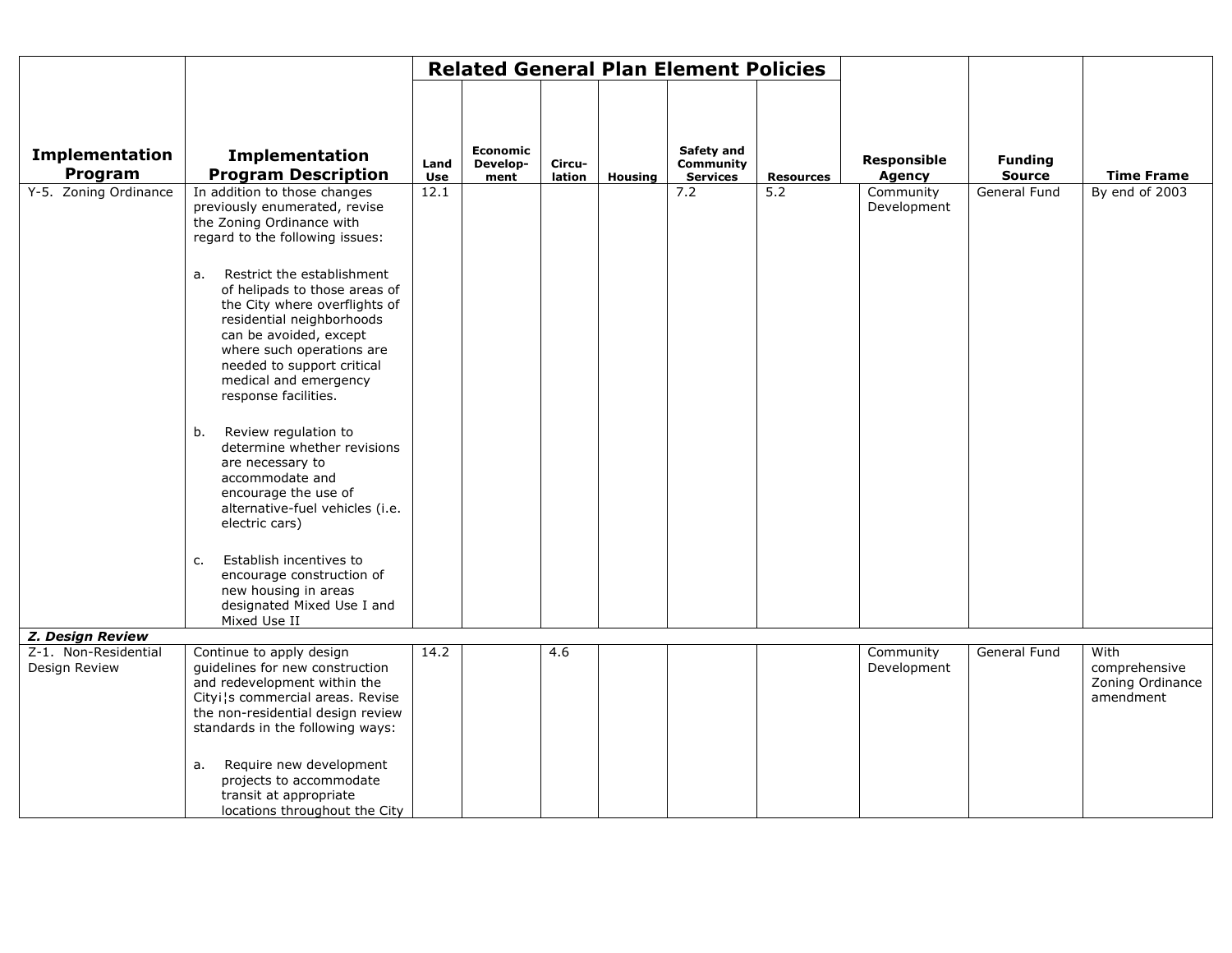| Implementation Program | Implementation Program Description | Related General Plan Element Policies | | | | | | Responsible Agency | Funding Source | Time Frame |
|---|---|---|---|---|---|---|---|---|---|---|
| | | Land Use | Economic Develop-ment | Circu-lation | Housing | Safety and Community Services | Resources | | | |
| Y-5. Zoning Ordinance | In addition to those changes previously enumerated, revise the Zoning Ordinance with regard to the following issues:<br><br>a. Restrict the establishment of helipads to those areas of the City where overflights of residential neighborhoods can be avoided, except where such operations are needed to support critical medical and emergency response facilities.<br><br>b. Review regulation to determine whether revisions are necessary to accommodate and encourage the use of alternative-fuel vehicles (i.e. electric cars)<br><br>c. Establish incentives to encourage construction of new housing in areas designated Mixed Use I and Mixed Use II | 12.1 | | | | 7.2 | 5.2 | Community Development | General Fund | By end of 2003 |
| ***Z. Design Review*** | | | | | | | | | | |
| Z-1. Non-Residential Design Review | Continue to apply design guidelines for new construction and redevelopment within the Cityi¦s commercial areas. Revise the non-residential design review standards in the following ways:<br><br>a. Require new development projects to accommodate transit at appropriate locations throughout the City | 14.2 | | 4.6 | | | | Community Development | General Fund | With comprehensive Zoning Ordinance amendment |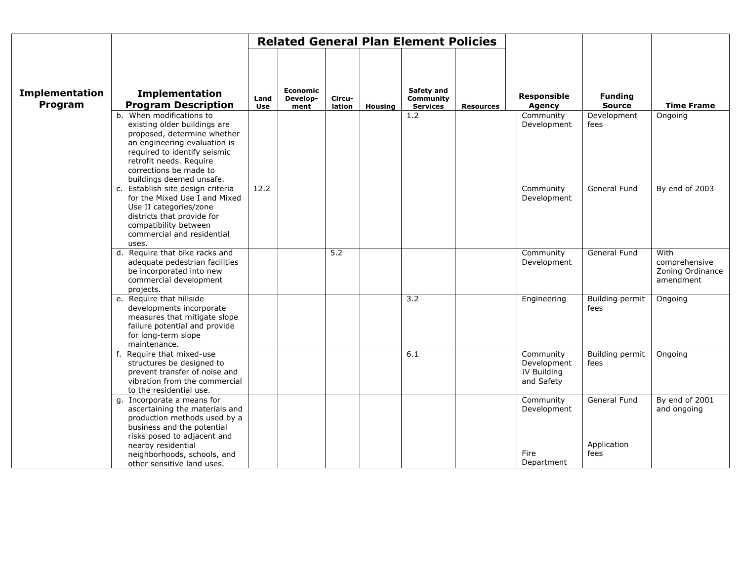| Implementation Program | Implementation Program Description | Related General Plan Element Policies | | | | | | Responsible Agency | Funding Source | Time Frame |
|---|---|---|---|---|---|---|---|---|---|---|
| | | Land Use | Economic Develop-ment | Circu-lation | Housing | Safety and Community Services | Resources | | | |
| | b. When modifications to existing older buildings are proposed, determine whether an engineering evaluation is required to identify seismic retrofit needs. Require corrections be made to buildings deemed unsafe. | | | | | 1.2 | | Community Development | Development fees | Ongoing |
| | c. Establish site design criteria for the Mixed Use I and Mixed Use II categories/zone districts that provide for compatibility between commercial and residential uses. | 12.2 | | | | | | Community Development | General Fund | By end of 2003 |
| | d. Require that bike racks and adequate pedestrian facilities be incorporated into new commercial development projects. | | | 5.2 | | | | Community Development | General Fund | With comprehensive Zoning Ordinance amendment |
| | e. Require that hillside developments incorporate measures that mitigate slope failure potential and provide for long-term slope maintenance. | | | | | 3.2 | | Engineering | Building permit fees | Ongoing |
| | f. Require that mixed-use structures be designed to prevent transfer of noise and vibration from the commercial to the residential use. | | | | | 6.1 | | Community Development iV Building and Safety | Building permit fees | Ongoing |
| | g. Incorporate a means for ascertaining the materials and production methods used by a business and the potential risks posed to adjacent and nearby residential neighborhoods, schools, and other sensitive land uses. | | | | | | | Community Development<br><br>Fire Department | General Fund<br><br>Application fees | By end of 2001 and ongoing |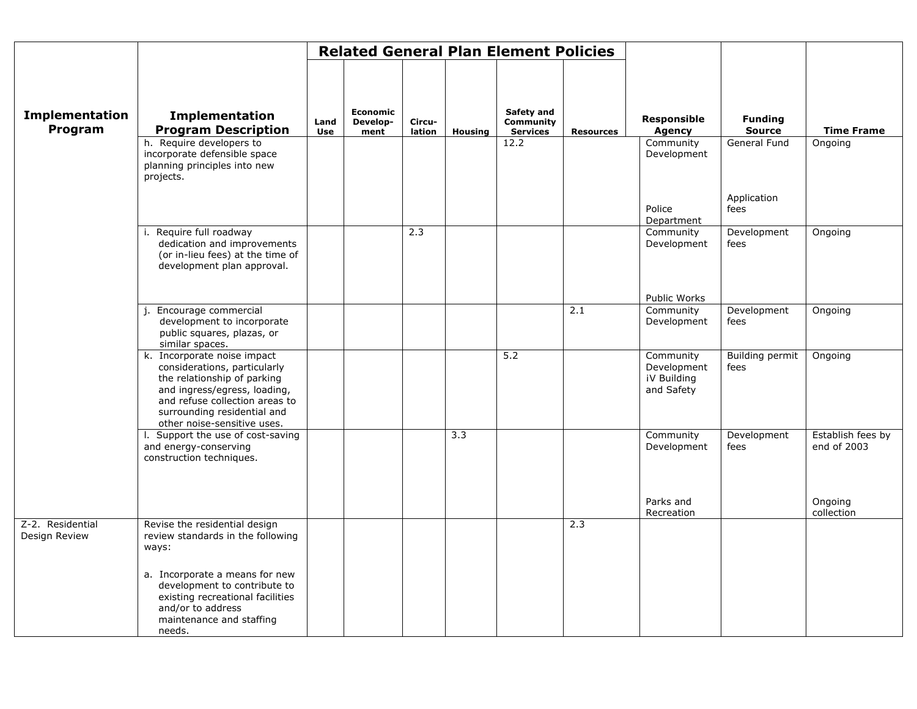| Implementation Program | Implementation Program Description | Related General Plan Element Policies | | | | | | Responsible Agency | Funding Source | Time Frame |
|---|---|---|---|---|---|---|---|---|---|---|
| | | Land Use | Economic Develop-ment | Circu-lation | Housing | Safety and Community Services | Resources | | | |
| | h. Require developers to incorporate defensible space planning principles into new projects. | | | | | 12.2 | | Community Development<br><br>Police Department | General Fund<br><br>Application fees | Ongoing |
| | i. Require full roadway dedication and improvements (or in-lieu fees) at the time of development plan approval. | | | 2.3 | | | | Community Development<br><br>Public Works | Development fees | Ongoing |
| | j. Encourage commercial development to incorporate public squares, plazas, or similar spaces. | | | | | | 2.1 | Community Development | Development fees | Ongoing |
| | k. Incorporate noise impact considerations, particularly the relationship of parking and ingress/egress, loading, and refuse collection areas to surrounding residential and other noise-sensitive uses. | | | | | 5.2 | | Community Development iV Building and Safety | Building permit fees | Ongoing |
| | l. Support the use of cost-saving and energy-conserving construction techniques. | | | | 3.3 | | | Community Development<br><br>Parks and Recreation | Development fees | Establish fees by end of 2003<br><br>Ongoing collection |
| Z-2. Residential Design Review | Revise the residential design review standards in the following ways:<br><br>a. Incorporate a means for new development to contribute to existing recreational facilities and/or to address maintenance and staffing needs. | | | | | | 2.3 | | | |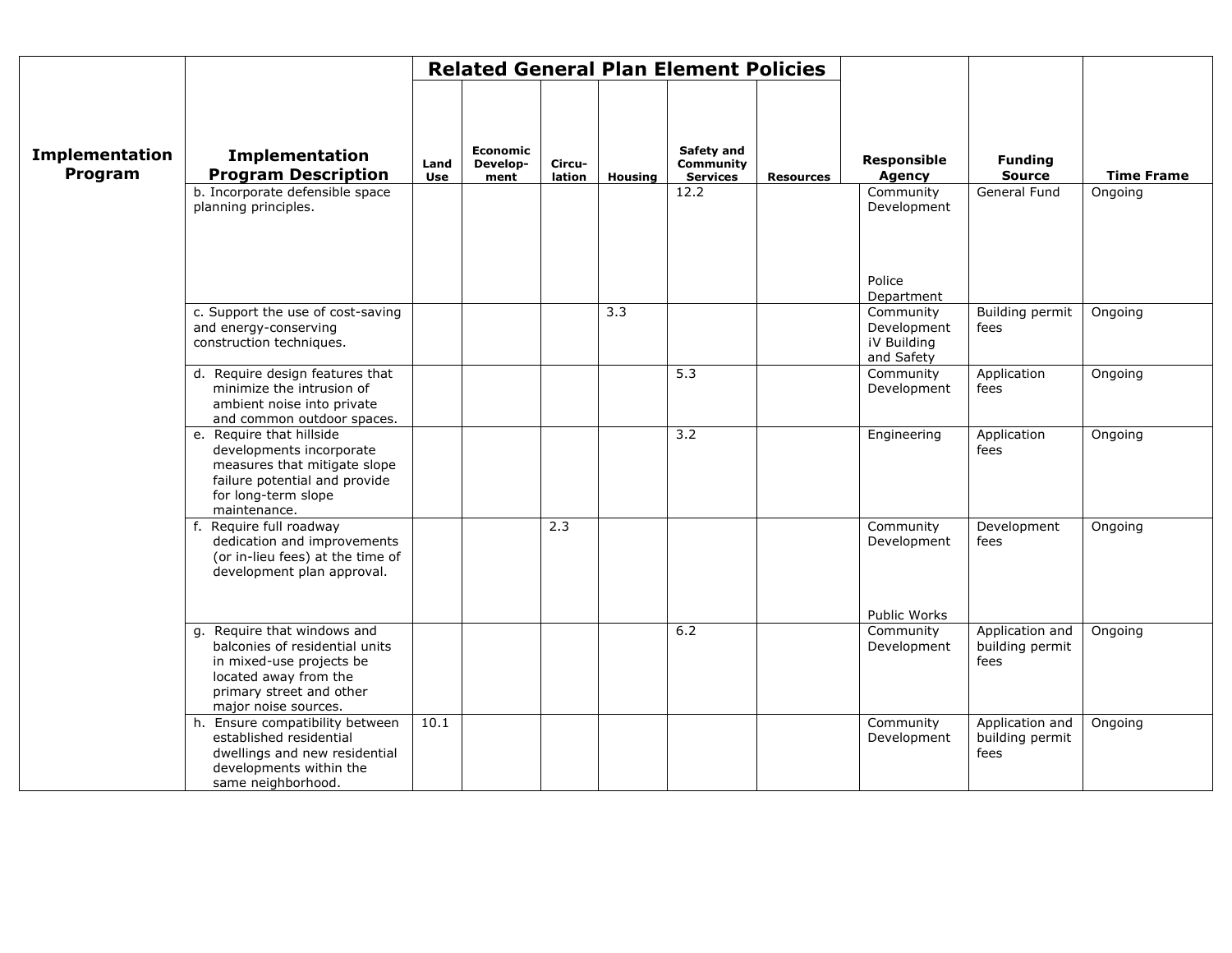| Implementation Program | Implementation Program Description | Related General Plan Element Policies | | | | | | Responsible Agency | Funding Source | Time Frame |
|---|---|---|---|---|---|---|---|---|---|---|
| | | Land Use | Economic Develop-ment | Circu-lation | Housing | Safety and Community Services | Resources | | | |
| | b. Incorporate defensible space planning principles. | | | | | 12.2 | | Community Development<br><br>Police Department | General Fund | Ongoing |
| | c. Support the use of cost-saving and energy-conserving construction techniques. | | | | 3.3 | | | Community Development iV Building and Safety | Building permit fees | Ongoing |
| | d. Require design features that minimize the intrusion of ambient noise into private and common outdoor spaces. | | | | | 5.3 | | Community Development | Application fees | Ongoing |
| | e. Require that hillside developments incorporate measures that mitigate slope failure potential and provide for long-term slope maintenance. | | | | | 3.2 | | Engineering | Application fees | Ongoing |
| | f. Require full roadway dedication and improvements (or in-lieu fees) at the time of development plan approval. | | | 2.3 | | | | Community Development<br><br>Public Works | Development fees | Ongoing |
| | g. Require that windows and balconies of residential units in mixed-use projects be located away from the primary street and other major noise sources. | | | | | 6.2 | | Community Development | Application and building permit fees | Ongoing |
| | h. Ensure compatibility between established residential dwellings and new residential developments within the same neighborhood. | 10.1 | | | | | | Community Development | Application and building permit fees | Ongoing |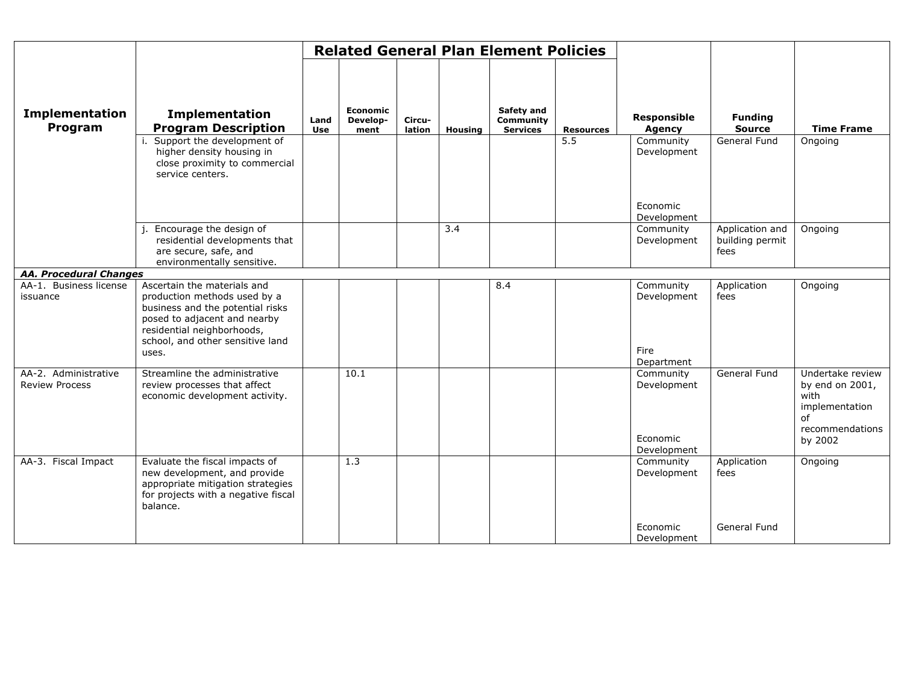| Implementation Program | Implementation Program Description | Related General Plan Element Policies | | | | | | Responsible Agency | Funding Source | Time Frame |
|---|---|---|---|---|---|---|---|---|---|---|
| | | Land Use | Economic Develop-ment | Circu-lation | Housing | Safety and Community Services | Resources | | | |
| | i. Support the development of higher density housing in close proximity to commercial service centers. | | | | | | 5.5 | Community Development<br><br>Economic Development | General Fund | Ongoing |
| | j. Encourage the design of residential developments that are secure, safe, and environmentally sensitive. | | | | 3.4 | | | Community Development | Application and building permit fees | Ongoing |
| ***AA. Procedural Changes*** | | | | | | | | | | |
| AA-1. Business license issuance | Ascertain the materials and production methods used by a business and the potential risks posed to adjacent and nearby residential neighborhoods, school, and other sensitive land uses. | | | | | 8.4 | | Community Development<br><br>Fire Department | Application fees | Ongoing |
| AA-2. Administrative Review Process | Streamline the administrative review processes that affect economic development activity. | | 10.1 | | | | | Community Development<br><br>Economic Development | General Fund | Undertake review by end on 2001, with implementation of recommendations by 2002 |
| AA-3. Fiscal Impact | Evaluate the fiscal impacts of new development, and provide appropriate mitigation strategies for projects with a negative fiscal balance. | | 1.3 | | | | | Community Development<br><br>Economic Development | Application fees<br><br>General Fund | Ongoing |